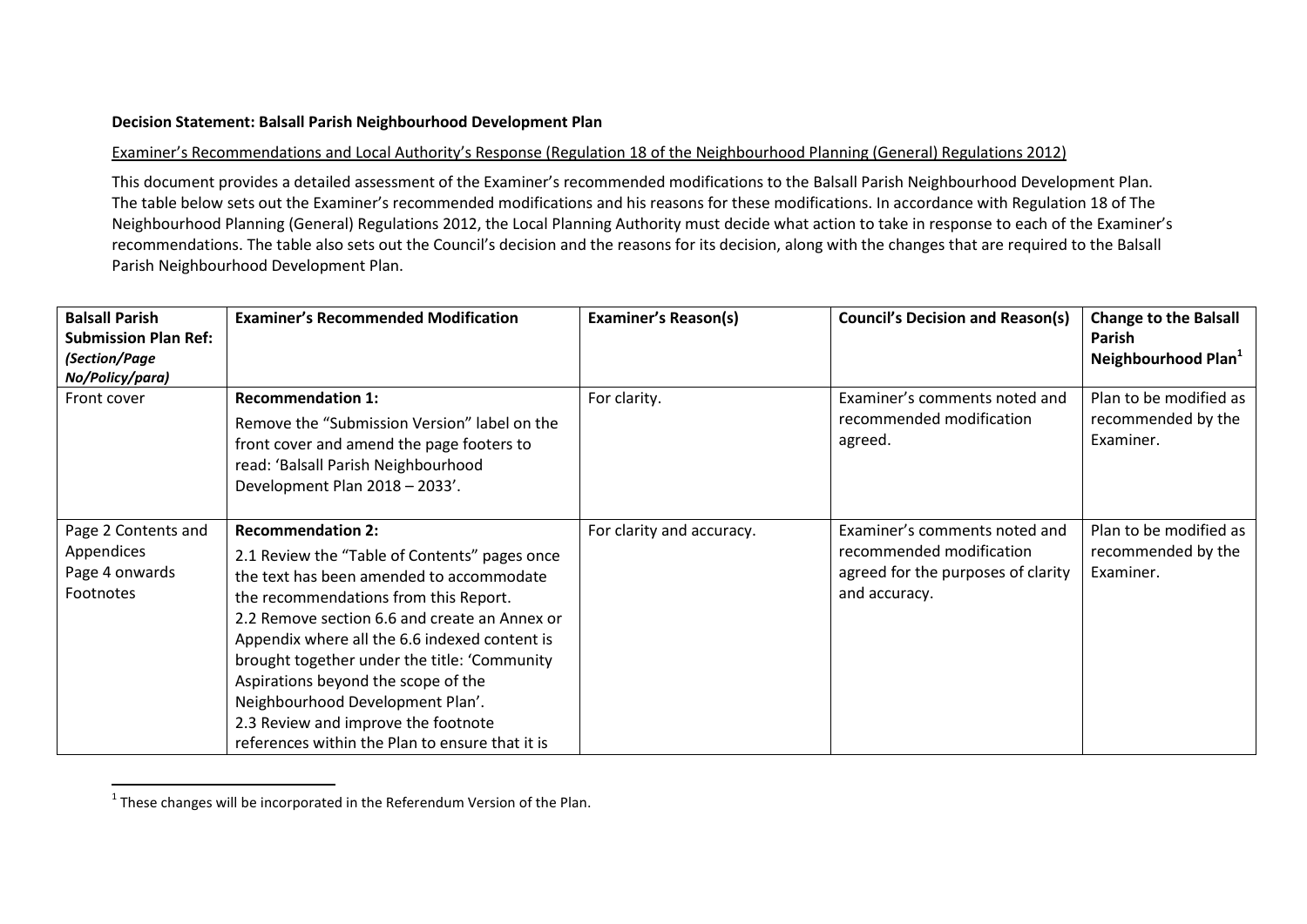**Decision Statement: Balsall Parish Neighbourhood Development Plan**

Examiner's Recommendations and Local Authority's Response (Regulation 18 of the Neighbourhood Planning (General) Regulations 2012)

This document provides a detailed assessment of the Examiner's recommended modifications to the Balsall Parish Neighbourhood Development Plan. The table below sets out the Examiner's recommended modifications and his reasons for these modifications. In accordance with Regulation 18 of The Neighbourhood Planning (General) Regulations 2012, the Local Planning Authority must decide what action to take in response to each of the Examiner's recommendations. The table also sets out the Council's decision and the reasons for its decision, along with the changes that are required to the Balsall Parish Neighbourhood Development Plan.

| **Balsall Parish Submission Plan Ref:** ***(Section/Page No/Policy/para)*** | **Examiner's Recommended Modification** | **Examiner's Reason(s)** | **Council's Decision and Reason(s)** | **Change to the Balsall Parish Neighbourhood Plan[1]** |
|---|---|---|---|---|
| Front cover | **Recommendation 1:**<br>Remove the "Submission Version" label on the front cover and amend the page footers to read: 'Balsall Parish Neighbourhood Development Plan 2018 – 2033'. | For clarity. | Examiner's comments noted and recommended modification agreed. | Plan to be modified as recommended by the Examiner. |
| Page 2 Contents and Appendices<br>Page 4 onwards Footnotes | **Recommendation 2:**<br>2.1 Review the "Table of Contents" pages once the text has been amended to accommodate the recommendations from this Report.<br>2.2 Remove section 6.6 and create an Annex or Appendix where all the 6.6 indexed content is brought together under the title: 'Community Aspirations beyond the scope of the Neighbourhood Development Plan'.<br>2.3 Review and improve the footnote references within the Plan to ensure that it is | For clarity and accuracy. | Examiner's comments noted and recommended modification agreed for the purposes of clarity and accuracy. | Plan to be modified as recommended by the Examiner. |

[1] These changes will be incorporated in the Referendum Version of the Plan.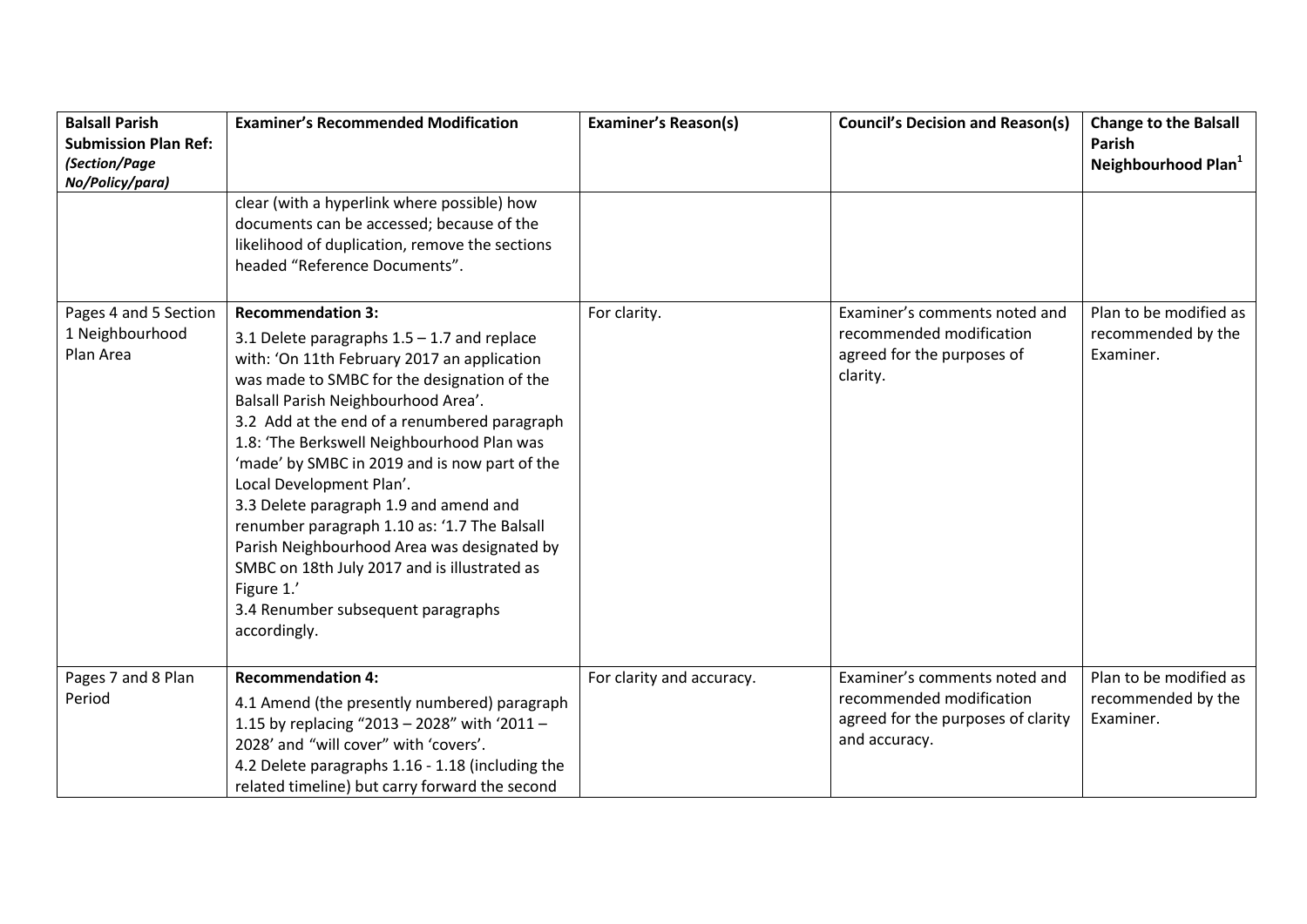| **Balsall Parish Submission Plan Ref:** ***(Section/Page No/Policy/para)*** | **Examiner's Recommended Modification** | **Examiner's Reason(s)** | **Council's Decision and Reason(s)** | **Change to the Balsall Parish Neighbourhood Plan**[1] |
|---|---|---|---|---|
| | clear (with a hyperlink where possible) how documents can be accessed; because of the likelihood of duplication, remove the sections headed "Reference Documents". | | | |
| Pages 4 and 5 Section 1 Neighbourhood Plan Area | **Recommendation 3:** 3.1 Delete paragraphs 1.5 – 1.7 and replace with: 'On 11th February 2017 an application was made to SMBC for the designation of the Balsall Parish Neighbourhood Area'. 3.2 Add at the end of a renumbered paragraph 1.8: 'The Berkswell Neighbourhood Plan was 'made' by SMBC in 2019 and is now part of the Local Development Plan'. 3.3 Delete paragraph 1.9 and amend and renumber paragraph 1.10 as: '1.7 The Balsall Parish Neighbourhood Area was designated by SMBC on 18th July 2017 and is illustrated as Figure 1.' 3.4 Renumber subsequent paragraphs accordingly. | For clarity. | Examiner's comments noted and recommended modification agreed for the purposes of clarity. | Plan to be modified as recommended by the Examiner. |
| Pages 7 and 8 Plan Period | **Recommendation 4:** 4.1 Amend (the presently numbered) paragraph 1.15 by replacing "2013 – 2028" with '2011 – 2028' and "will cover" with 'covers'. 4.2 Delete paragraphs 1.16 - 1.18 (including the related timeline) but carry forward the second | For clarity and accuracy. | Examiner's comments noted and recommended modification agreed for the purposes of clarity and accuracy. | Plan to be modified as recommended by the Examiner. |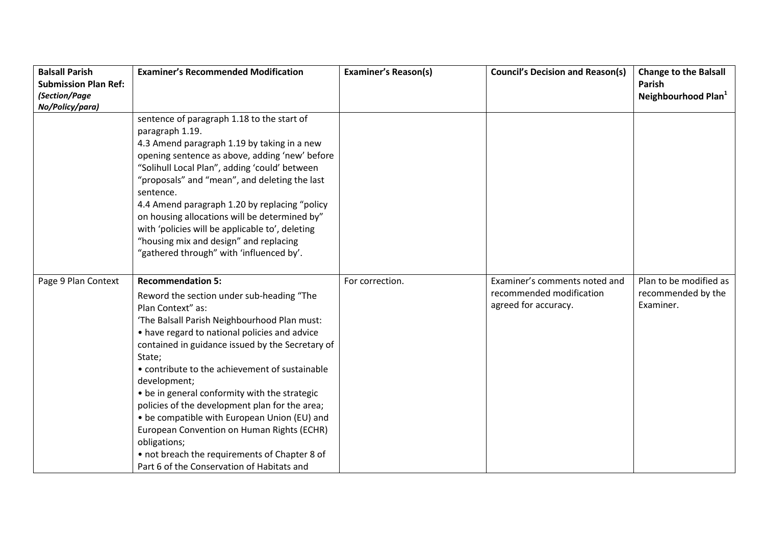| Balsall Parish Submission Plan Ref: *(Section/Page No/Policy/para)* | Examiner's Recommended Modification | Examiner's Reason(s) | Council's Decision and Reason(s) | Change to the Balsall Parish Neighbourhood Plan[1] |
|---|---|---|---|---|
| | sentence of paragraph 1.18 to the start of paragraph 1.19.<br>4.3 Amend paragraph 1.19 by taking in a new opening sentence as above, adding 'new' before "Solihull Local Plan", adding 'could' between "proposals" and "mean", and deleting the last sentence.<br>4.4 Amend paragraph 1.20 by replacing "policy on housing allocations will be determined by" with 'policies will be applicable to', deleting "housing mix and design" and replacing "gathered through" with 'influenced by'. | | | |
| Page 9 Plan Context | **Recommendation 5:**<br>Reword the section under sub-heading "The Plan Context" as:<br>'The Balsall Parish Neighbourhood Plan must:<br>• have regard to national policies and advice contained in guidance issued by the Secretary of State;<br>• contribute to the achievement of sustainable development;<br>• be in general conformity with the strategic policies of the development plan for the area;<br>• be compatible with European Union (EU) and European Convention on Human Rights (ECHR) obligations;<br>• not breach the requirements of Chapter 8 of Part 6 of the Conservation of Habitats and | For correction. | Examiner's comments noted and recommended modification agreed for accuracy. | Plan to be modified as recommended by the Examiner. |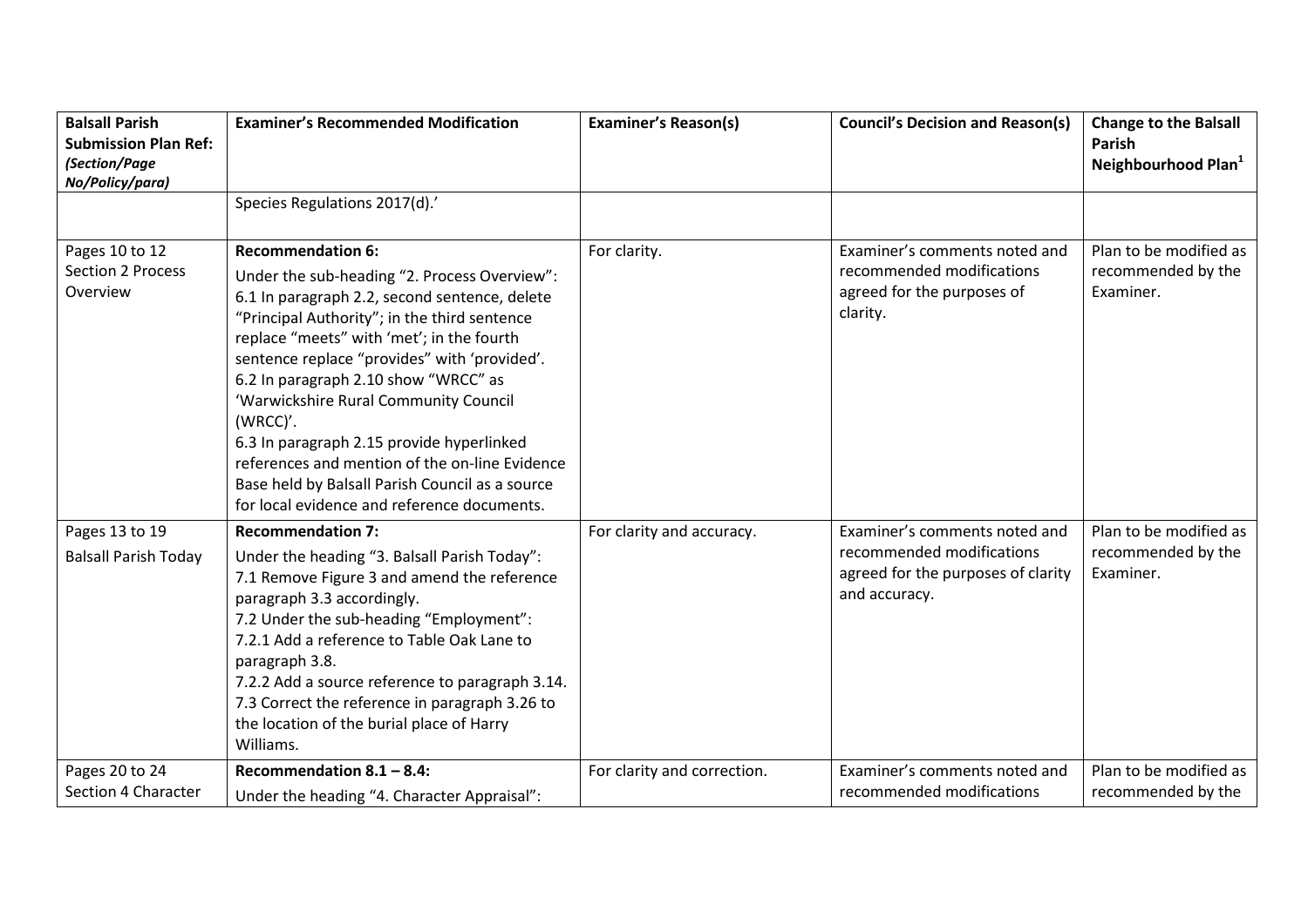| Balsall Parish Submission Plan Ref: *(Section/Page No/Policy/para)* | Examiner's Recommended Modification | Examiner's Reason(s) | Council's Decision and Reason(s) | Change to the Balsall Parish Neighbourhood Plan[1] |
|---|---|---|---|---|
| | Species Regulations 2017(d).' | | | |
| Pages 10 to 12 Section 2 Process Overview | **Recommendation 6:** Under the sub-heading "2. Process Overview": 6.1 In paragraph 2.2, second sentence, delete "Principal Authority"; in the third sentence replace "meets" with 'met'; in the fourth sentence replace "provides" with 'provided'. 6.2 In paragraph 2.10 show "WRCC" as 'Warwickshire Rural Community Council (WRCC)'. 6.3 In paragraph 2.15 provide hyperlinked references and mention of the on-line Evidence Base held by Balsall Parish Council as a source for local evidence and reference documents. | For clarity. | Examiner's comments noted and recommended modifications agreed for the purposes of clarity. | Plan to be modified as recommended by the Examiner. |
| Pages 13 to 19 Balsall Parish Today | **Recommendation 7:** Under the heading "3. Balsall Parish Today": 7.1 Remove Figure 3 and amend the reference paragraph 3.3 accordingly. 7.2 Under the sub-heading "Employment": 7.2.1 Add a reference to Table Oak Lane to paragraph 3.8. 7.2.2 Add a source reference to paragraph 3.14. 7.3 Correct the reference in paragraph 3.26 to the location of the burial place of Harry Williams. | For clarity and accuracy. | Examiner's comments noted and recommended modifications agreed for the purposes of clarity and accuracy. | Plan to be modified as recommended by the Examiner. |
| Pages 20 to 24 Section 4 Character | **Recommendation 8.1 – 8.4:** Under the heading "4. Character Appraisal": | For clarity and correction. | Examiner's comments noted and recommended modifications | Plan to be modified as recommended by the |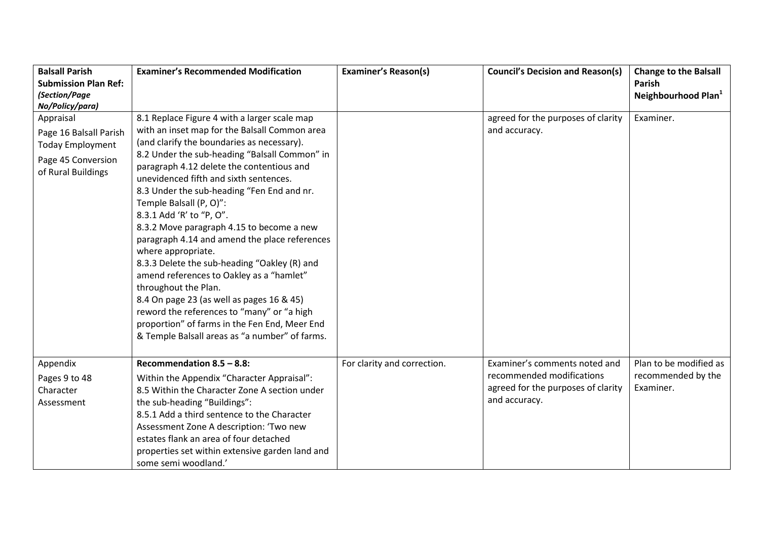| **Balsall Parish Submission Plan Ref:** ***(Section/Page No/Policy/para)*** | **Examiner's Recommended Modification** | **Examiner's Reason(s)** | **Council's Decision and Reason(s)** | **Change to the Balsall Parish Neighbourhood Plan**[1] |
|---|---|---|---|---|
| Appraisal<br>Page 16 Balsall Parish Today Employment<br>Page 45 Conversion of Rural Buildings | 8.1 Replace Figure 4 with a larger scale map with an inset map for the Balsall Common area (and clarify the boundaries as necessary).<br>8.2 Under the sub-heading "Balsall Common" in paragraph 4.12 delete the contentious and unevidenced fifth and sixth sentences.<br>8.3 Under the sub-heading "Fen End and nr. Temple Balsall (P, O)":<br>8.3.1 Add 'R' to "P, O".<br>8.3.2 Move paragraph 4.15 to become a new paragraph 4.14 and amend the place references where appropriate.<br>8.3.3 Delete the sub-heading "Oakley (R) and amend references to Oakley as a "hamlet" throughout the Plan.<br>8.4 On page 23 (as well as pages 16 & 45) reword the references to "many" or "a high proportion" of farms in the Fen End, Meer End & Temple Balsall areas as "a number" of farms. | | agreed for the purposes of clarity and accuracy. | Examiner. |
| Appendix<br>Pages 9 to 48 Character Assessment | **Recommendation 8.5 – 8.8:**<br>Within the Appendix "Character Appraisal":<br>8.5 Within the Character Zone A section under the sub-heading "Buildings":<br>8.5.1 Add a third sentence to the Character Assessment Zone A description: 'Two new estates flank an area of four detached properties set within extensive garden land and some semi woodland.' | For clarity and correction. | Examiner's comments noted and recommended modifications agreed for the purposes of clarity and accuracy. | Plan to be modified as recommended by the Examiner. |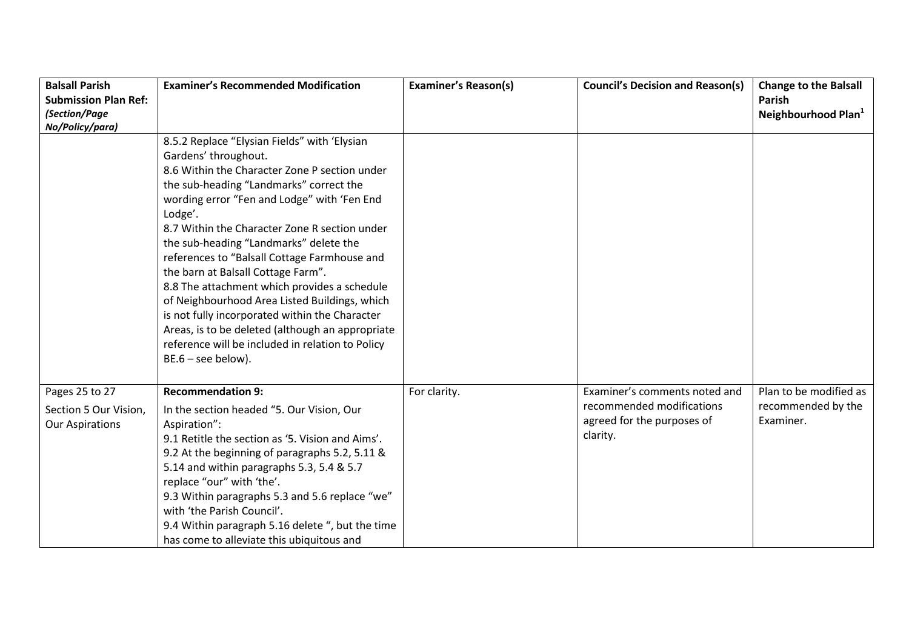| Balsall Parish Submission Plan Ref: *(Section/Page No/Policy/para)* | Examiner's Recommended Modification | Examiner's Reason(s) | Council's Decision and Reason(s) | Change to the Balsall Parish Neighbourhood Plan[1] |
|---|---|---|---|---|
| | 8.5.2 Replace "Elysian Fields" with 'Elysian Gardens' throughout.<br>8.6 Within the Character Zone P section under the sub-heading "Landmarks" correct the wording error "Fen and Lodge" with 'Fen End Lodge'.<br>8.7 Within the Character Zone R section under the sub-heading "Landmarks" delete the references to "Balsall Cottage Farmhouse and the barn at Balsall Cottage Farm".<br>8.8 The attachment which provides a schedule of Neighbourhood Area Listed Buildings, which is not fully incorporated within the Character Areas, is to be deleted (although an appropriate reference will be included in relation to Policy BE.6 – see below). | | | |
| Pages 25 to 27<br>Section 5 Our Vision, Our Aspirations | **Recommendation 9:**<br>In the section headed "5. Our Vision, Our Aspiration":<br>9.1 Retitle the section as '5. Vision and Aims'.<br>9.2 At the beginning of paragraphs 5.2, 5.11 & 5.14 and within paragraphs 5.3, 5.4 & 5.7 replace "our" with 'the'.<br>9.3 Within paragraphs 5.3 and 5.6 replace "we" with 'the Parish Council'.<br>9.4 Within paragraph 5.16 delete ", but the time has come to alleviate this ubiquitous and | For clarity. | Examiner's comments noted and recommended modifications agreed for the purposes of clarity. | Plan to be modified as recommended by the Examiner. |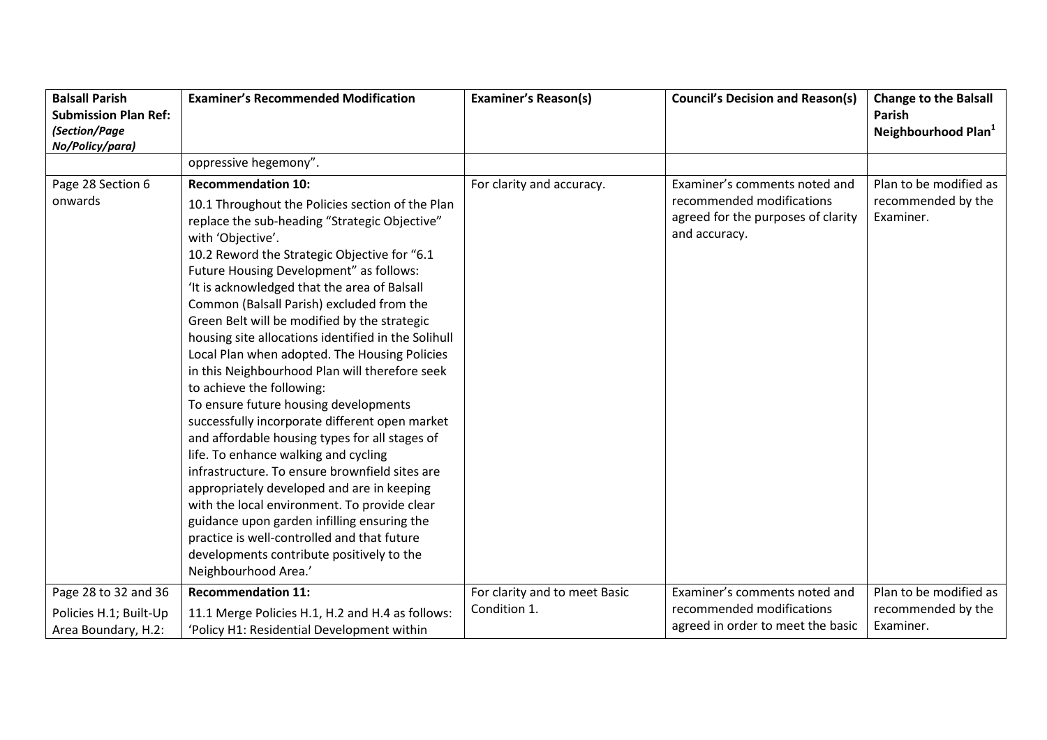| **Balsall Parish Submission Plan Ref:** ***(Section/Page No/Policy/para)*** | **Examiner's Recommended Modification** | **Examiner's Reason(s)** | **Council's Decision and Reason(s)** | **Change to the Balsall Parish Neighbourhood Plan[1]** |
|---|---|---|---|---|
| | oppressive hegemony". | | | |
| Page 28 Section 6 onwards | **Recommendation 10:**<br>10.1 Throughout the Policies section of the Plan replace the sub-heading "Strategic Objective" with 'Objective'.<br>10.2 Reword the Strategic Objective for "6.1 Future Housing Development" as follows:<br>'It is acknowledged that the area of Balsall Common (Balsall Parish) excluded from the Green Belt will be modified by the strategic housing site allocations identified in the Solihull Local Plan when adopted. The Housing Policies in this Neighbourhood Plan will therefore seek to achieve the following:<br>To ensure future housing developments successfully incorporate different open market and affordable housing types for all stages of life. To enhance walking and cycling infrastructure. To ensure brownfield sites are appropriately developed and are in keeping with the local environment. To provide clear guidance upon garden infilling ensuring the practice is well-controlled and that future developments contribute positively to the Neighbourhood Area.' | For clarity and accuracy. | Examiner's comments noted and recommended modifications agreed for the purposes of clarity and accuracy. | Plan to be modified as recommended by the Examiner. |
| Page 28 to 32 and 36<br>Policies H.1; Built-Up Area Boundary, H.2: | **Recommendation 11:**<br>11.1 Merge Policies H.1, H.2 and H.4 as follows:<br>'Policy H1: Residential Development within | For clarity and to meet Basic Condition 1. | Examiner's comments noted and recommended modifications agreed in order to meet the basic | Plan to be modified as recommended by the Examiner. |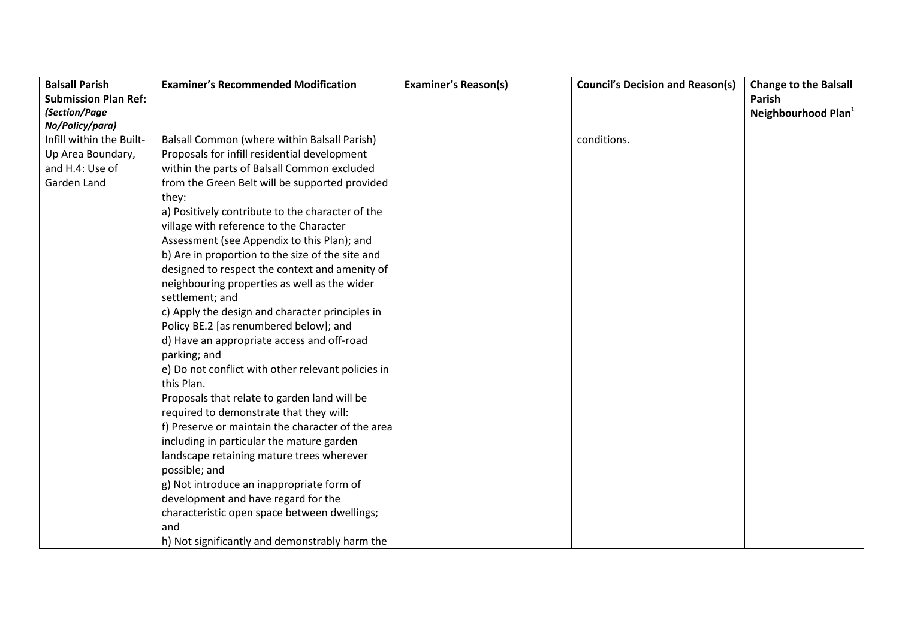| Balsall Parish Submission Plan Ref: *(Section/Page No/Policy/para)* | Examiner's Recommended Modification | Examiner's Reason(s) | Council's Decision and Reason(s) | Change to the Balsall Parish Neighbourhood Plan[1] |
|---|---|---|---|---|
| Infill within the Built-Up Area Boundary, and H.4: Use of Garden Land | Balsall Common (where within Balsall Parish)<br>Proposals for infill residential development within the parts of Balsall Common excluded from the Green Belt will be supported provided they:<br>a) Positively contribute to the character of the village with reference to the Character Assessment (see Appendix to this Plan); and<br>b) Are in proportion to the size of the site and designed to respect the context and amenity of neighbouring properties as well as the wider settlement; and<br>c) Apply the design and character principles in Policy BE.2 [as renumbered below]; and<br>d) Have an appropriate access and off-road parking; and<br>e) Do not conflict with other relevant policies in this Plan.<br>Proposals that relate to garden land will be required to demonstrate that they will:<br>f) Preserve or maintain the character of the area including in particular the mature garden landscape retaining mature trees wherever possible; and<br>g) Not introduce an inappropriate form of development and have regard for the characteristic open space between dwellings; and<br>h) Not significantly and demonstrably harm the | | conditions. | |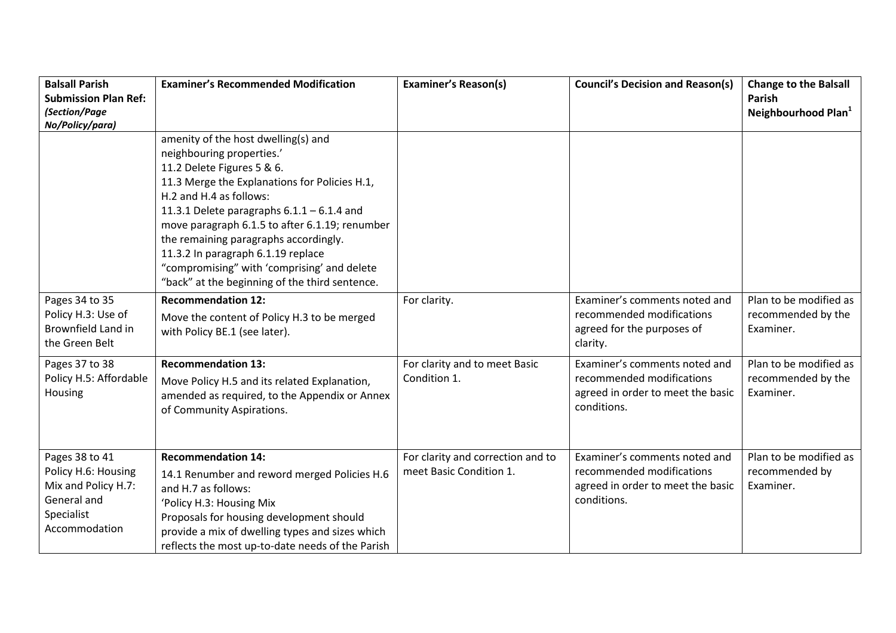| Balsall Parish Submission Plan Ref: *(Section/Page No/Policy/para)* | Examiner's Recommended Modification | Examiner's Reason(s) | Council's Decision and Reason(s) | Change to the Balsall Parish Neighbourhood Plan[1] |
|---|---|---|---|---|
| | amenity of the host dwelling(s) and neighbouring properties.'<br>11.2 Delete Figures 5 & 6.<br>11.3 Merge the Explanations for Policies H.1, H.2 and H.4 as follows:<br>11.3.1 Delete paragraphs 6.1.1 – 6.1.4 and move paragraph 6.1.5 to after 6.1.19; renumber the remaining paragraphs accordingly.<br>11.3.2 In paragraph 6.1.19 replace "compromising" with 'comprising' and delete "back" at the beginning of the third sentence. | | | |
| Pages 34 to 35 Policy H.3: Use of Brownfield Land in the Green Belt | **Recommendation 12:**<br>Move the content of Policy H.3 to be merged with Policy BE.1 (see later). | For clarity. | Examiner's comments noted and recommended modifications agreed for the purposes of clarity. | Plan to be modified as recommended by the Examiner. |
| Pages 37 to 38 Policy H.5: Affordable Housing | **Recommendation 13:**<br>Move Policy H.5 and its related Explanation, amended as required, to the Appendix or Annex of Community Aspirations. | For clarity and to meet Basic Condition 1. | Examiner's comments noted and recommended modifications agreed in order to meet the basic conditions. | Plan to be modified as recommended by the Examiner. |
| Pages 38 to 41 Policy H.6: Housing Mix and Policy H.7: General and Specialist Accommodation | **Recommendation 14:**<br>14.1 Renumber and reword merged Policies H.6 and H.7 as follows:<br>'Policy H.3: Housing Mix<br>Proposals for housing development should provide a mix of dwelling types and sizes which reflects the most up-to-date needs of the Parish | For clarity and correction and to meet Basic Condition 1. | Examiner's comments noted and recommended modifications agreed in order to meet the basic conditions. | Plan to be modified as recommended by Examiner. |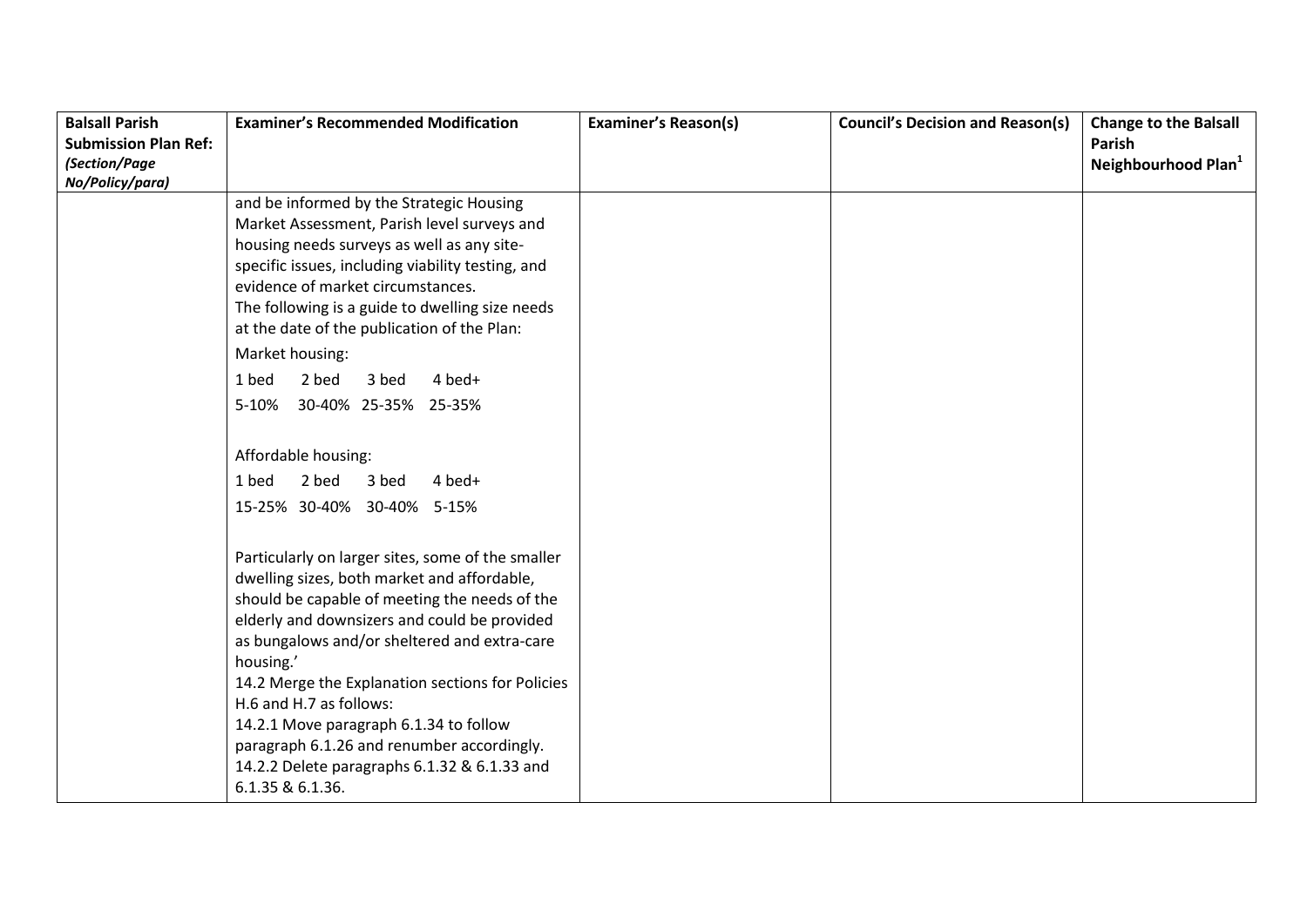| Balsall Parish Submission Plan Ref: *(Section/Page No/Policy/para)* | Examiner's Recommended Modification | Examiner's Reason(s) | Council's Decision and Reason(s) | Change to the Balsall Parish Neighbourhood Plan[1] |
|---|---|---|---|---|
| | and be informed by the Strategic Housing Market Assessment, Parish level surveys and housing needs surveys as well as any site-specific issues, including viability testing, and evidence of market circumstances.<br>The following is a guide to dwelling size needs at the date of the publication of the Plan:<br>Market housing:<br>1 bed 2 bed 3 bed 4 bed+<br>5-10% 30-40% 25-35% 25-35%<br><br>Affordable housing:<br>1 bed 2 bed 3 bed 4 bed+<br>15-25% 30-40% 30-40% 5-15%<br><br>Particularly on larger sites, some of the smaller dwelling sizes, both market and affordable, should be capable of meeting the needs of the elderly and downsizers and could be provided as bungalows and/or sheltered and extra-care housing.'<br>14.2 Merge the Explanation sections for Policies H.6 and H.7 as follows:<br>14.2.1 Move paragraph 6.1.34 to follow paragraph 6.1.26 and renumber accordingly.<br>14.2.2 Delete paragraphs 6.1.32 & 6.1.33 and 6.1.35 & 6.1.36. | | | |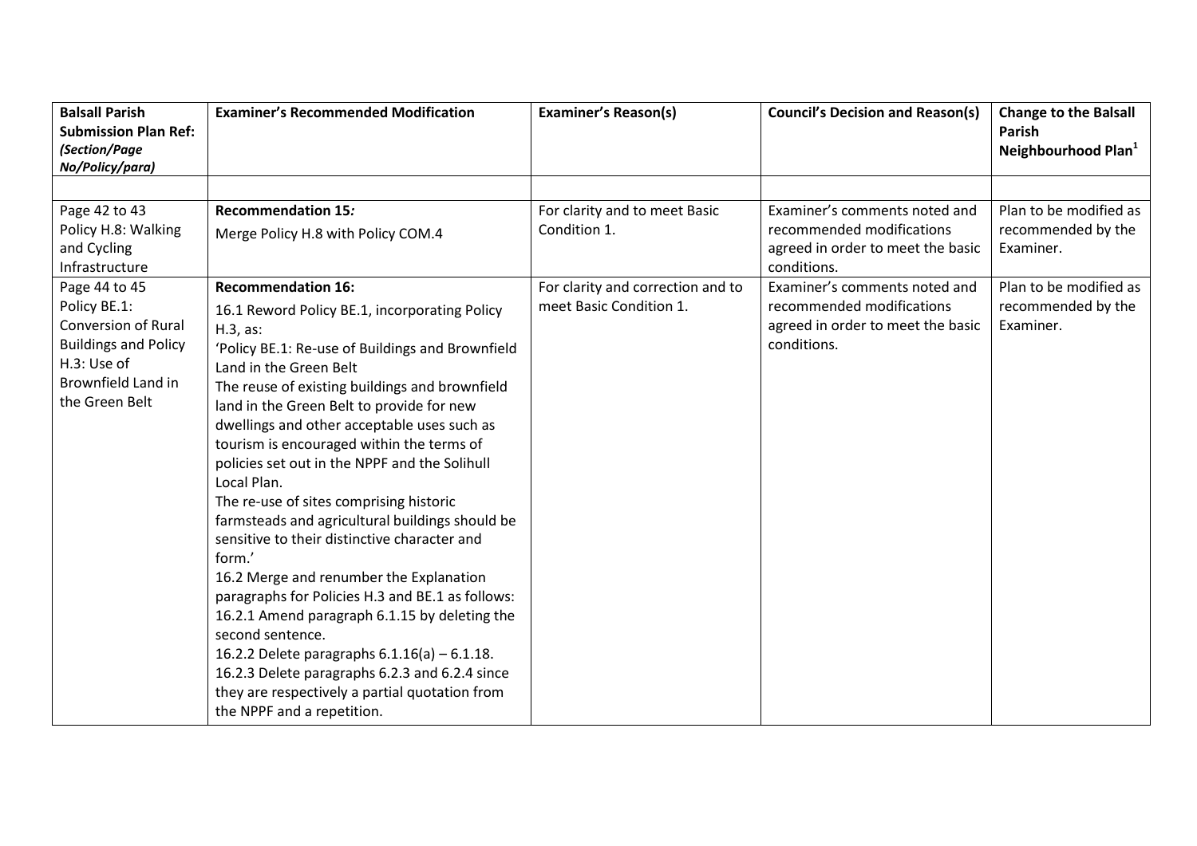| **Balsall Parish Submission Plan Ref:** ***(Section/Page No/Policy/para)*** | **Examiner's Recommended Modification** | **Examiner's Reason(s)** | **Council's Decision and Reason(s)** | **Change to the Balsall Parish Neighbourhood Plan[1]** |
|---|---|---|---|---|
| | | | | |
| Page 42 to 43 Policy H.8: Walking and Cycling Infrastructure | **Recommendation 15*:*** Merge Policy H.8 with Policy COM.4 | For clarity and to meet Basic Condition 1. | Examiner's comments noted and recommended modifications agreed in order to meet the basic conditions. | Plan to be modified as recommended by the Examiner. |
| Page 44 to 45 Policy BE.1: Conversion of Rural Buildings and Policy H.3: Use of Brownfield Land in the Green Belt | **Recommendation 16:** 16.1 Reword Policy BE.1, incorporating Policy H.3, as: 'Policy BE.1: Re-use of Buildings and Brownfield Land in the Green Belt The reuse of existing buildings and brownfield land in the Green Belt to provide for new dwellings and other acceptable uses such as tourism is encouraged within the terms of policies set out in the NPPF and the Solihull Local Plan. The re-use of sites comprising historic farmsteads and agricultural buildings should be sensitive to their distinctive character and form.' 16.2 Merge and renumber the Explanation paragraphs for Policies H.3 and BE.1 as follows: 16.2.1 Amend paragraph 6.1.15 by deleting the second sentence. 16.2.2 Delete paragraphs 6.1.16(a) – 6.1.18. 16.2.3 Delete paragraphs 6.2.3 and 6.2.4 since they are respectively a partial quotation from the NPPF and a repetition. | For clarity and correction and to meet Basic Condition 1. | Examiner's comments noted and recommended modifications agreed in order to meet the basic conditions. | Plan to be modified as recommended by the Examiner. |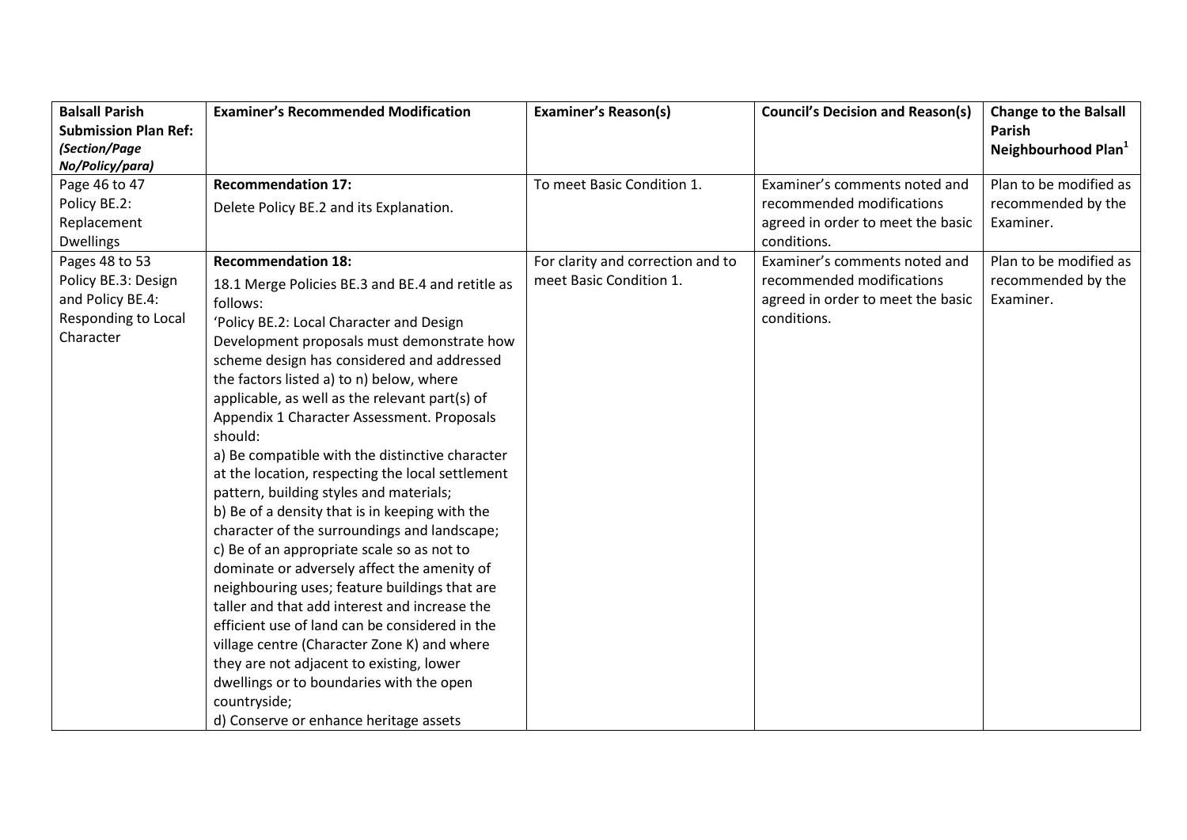| **Balsall Parish Submission Plan Ref:** ***(Section/Page No/Policy/para)*** | **Examiner's Recommended Modification** | **Examiner's Reason(s)** | **Council's Decision and Reason(s)** | **Change to the Balsall Parish Neighbourhood Plan**[1] |
|---|---|---|---|---|
| Page 46 to 47 Policy BE.2: Replacement Dwellings | **Recommendation 17:** Delete Policy BE.2 and its Explanation. | To meet Basic Condition 1. | Examiner's comments noted and recommended modifications agreed in order to meet the basic conditions. | Plan to be modified as recommended by the Examiner. |
| Pages 48 to 53 Policy BE.3: Design and Policy BE.4: Responding to Local Character | **Recommendation 18:** 18.1 Merge Policies BE.3 and BE.4 and retitle as follows: 'Policy BE.2: Local Character and Design Development proposals must demonstrate how scheme design has considered and addressed the factors listed a) to n) below, where applicable, as well as the relevant part(s) of Appendix 1 Character Assessment. Proposals should: a) Be compatible with the distinctive character at the location, respecting the local settlement pattern, building styles and materials; b) Be of a density that is in keeping with the character of the surroundings and landscape; c) Be of an appropriate scale so as not to dominate or adversely affect the amenity of neighbouring uses; feature buildings that are taller and that add interest and increase the efficient use of land can be considered in the village centre (Character Zone K) and where they are not adjacent to existing, lower dwellings or to boundaries with the open countryside; d) Conserve or enhance heritage assets | For clarity and correction and to meet Basic Condition 1. | Examiner's comments noted and recommended modifications agreed in order to meet the basic conditions. | Plan to be modified as recommended by the Examiner. |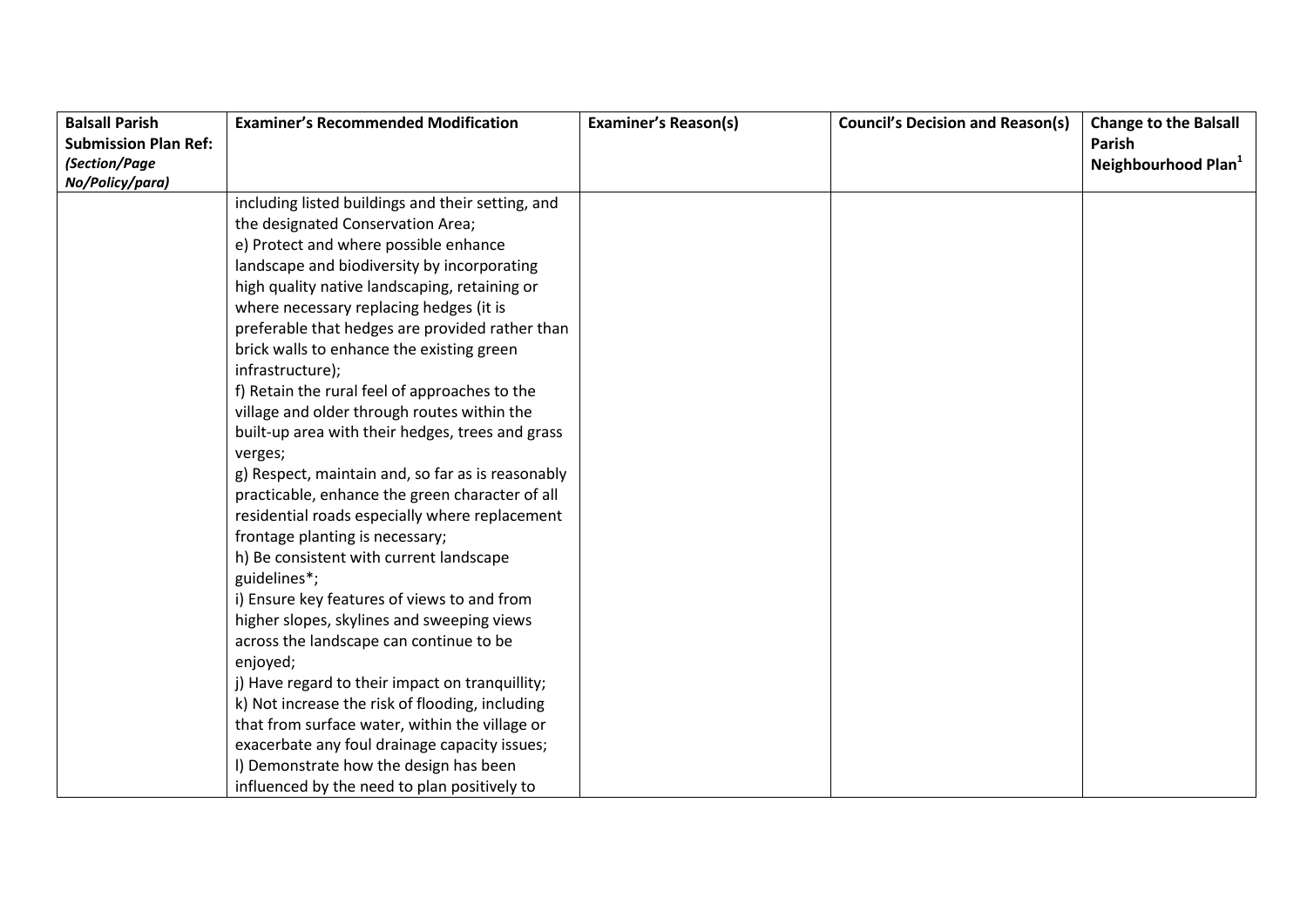| Balsall Parish Submission Plan Ref: *(Section/Page No/Policy/para)* | Examiner's Recommended Modification | Examiner's Reason(s) | Council's Decision and Reason(s) | Change to the Balsall Parish Neighbourhood Plan[1] |
|---|---|---|---|---|
| | including listed buildings and their setting, and the designated Conservation Area;<br>e) Protect and where possible enhance landscape and biodiversity by incorporating high quality native landscaping, retaining or where necessary replacing hedges (it is preferable that hedges are provided rather than brick walls to enhance the existing green infrastructure);<br>f) Retain the rural feel of approaches to the village and older through routes within the built-up area with their hedges, trees and grass verges;<br>g) Respect, maintain and, so far as is reasonably practicable, enhance the green character of all residential roads especially where replacement frontage planting is necessary;<br>h) Be consistent with current landscape guidelines*;<br>i) Ensure key features of views to and from higher slopes, skylines and sweeping views across the landscape can continue to be enjoyed;<br>j) Have regard to their impact on tranquillity;<br>k) Not increase the risk of flooding, including that from surface water, within the village or exacerbate any foul drainage capacity issues;<br>l) Demonstrate how the design has been influenced by the need to plan positively to | | | |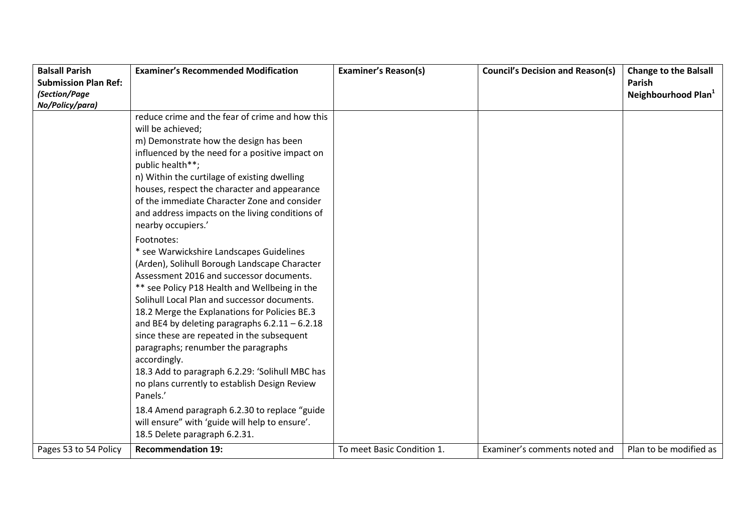| Balsall Parish Submission Plan Ref: *(Section/Page No/Policy/para)* | Examiner's Recommended Modification | Examiner's Reason(s) | Council's Decision and Reason(s) | Change to the Balsall Parish Neighbourhood Plan[1] |
|---|---|---|---|---|
| | reduce crime and the fear of crime and how this will be achieved;<br>m) Demonstrate how the design has been influenced by the need for a positive impact on public health**;<br>n) Within the curtilage of existing dwelling houses, respect the character and appearance of the immediate Character Zone and consider and address impacts on the living conditions of nearby occupiers.'<br>Footnotes:<br>* see Warwickshire Landscapes Guidelines (Arden), Solihull Borough Landscape Character Assessment 2016 and successor documents.<br>** see Policy P18 Health and Wellbeing in the Solihull Local Plan and successor documents.<br>18.2 Merge the Explanations for Policies BE.3 and BE4 by deleting paragraphs 6.2.11 – 6.2.18 since these are repeated in the subsequent paragraphs; renumber the paragraphs accordingly.<br>18.3 Add to paragraph 6.2.29: 'Solihull MBC has no plans currently to establish Design Review Panels.'<br>18.4 Amend paragraph 6.2.30 to replace "guide will ensure" with 'guide will help to ensure'.<br>18.5 Delete paragraph 6.2.31. | | | |
| Pages 53 to 54 Policy | **Recommendation 19:** | To meet Basic Condition 1. | Examiner's comments noted and | Plan to be modified as |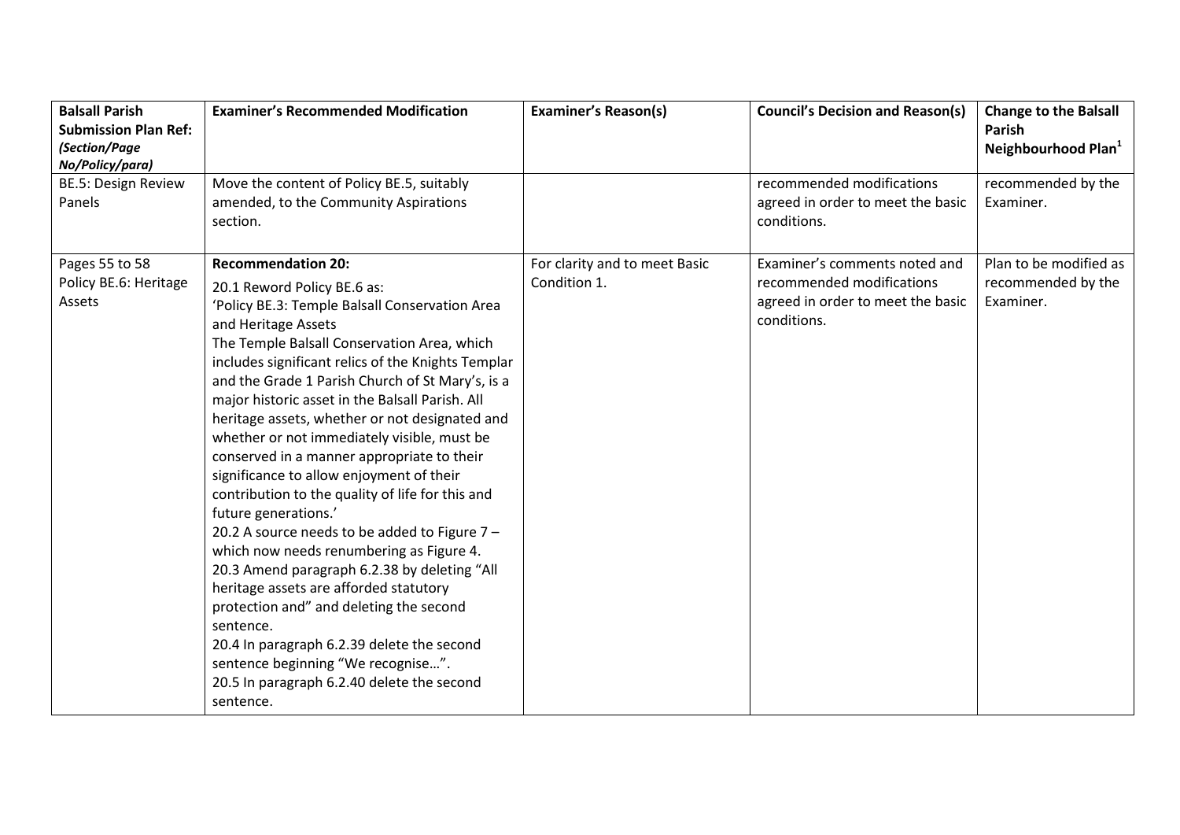| Balsall Parish Submission Plan Ref: *(Section/Page No/Policy/para)* | Examiner's Recommended Modification | Examiner's Reason(s) | Council's Decision and Reason(s) | Change to the Balsall Parish Neighbourhood Plan[1] |
|---|---|---|---|---|
| BE.5: Design Review Panels | Move the content of Policy BE.5, suitably amended, to the Community Aspirations section. | | recommended modifications agreed in order to meet the basic conditions. | recommended by the Examiner. |
| Pages 55 to 58 Policy BE.6: Heritage Assets | **Recommendation 20:**<br>20.1 Reword Policy BE.6 as:<br>'Policy BE.3: Temple Balsall Conservation Area and Heritage Assets<br>The Temple Balsall Conservation Area, which includes significant relics of the Knights Templar and the Grade 1 Parish Church of St Mary's, is a major historic asset in the Balsall Parish. All heritage assets, whether or not designated and whether or not immediately visible, must be conserved in a manner appropriate to their significance to allow enjoyment of their contribution to the quality of life for this and future generations.'<br>20.2 A source needs to be added to Figure 7 – which now needs renumbering as Figure 4.<br>20.3 Amend paragraph 6.2.38 by deleting "All heritage assets are afforded statutory protection and" and deleting the second sentence.<br>20.4 In paragraph 6.2.39 delete the second sentence beginning "We recognise…".<br>20.5 In paragraph 6.2.40 delete the second sentence. | For clarity and to meet Basic Condition 1. | Examiner's comments noted and recommended modifications agreed in order to meet the basic conditions. | Plan to be modified as recommended by the Examiner. |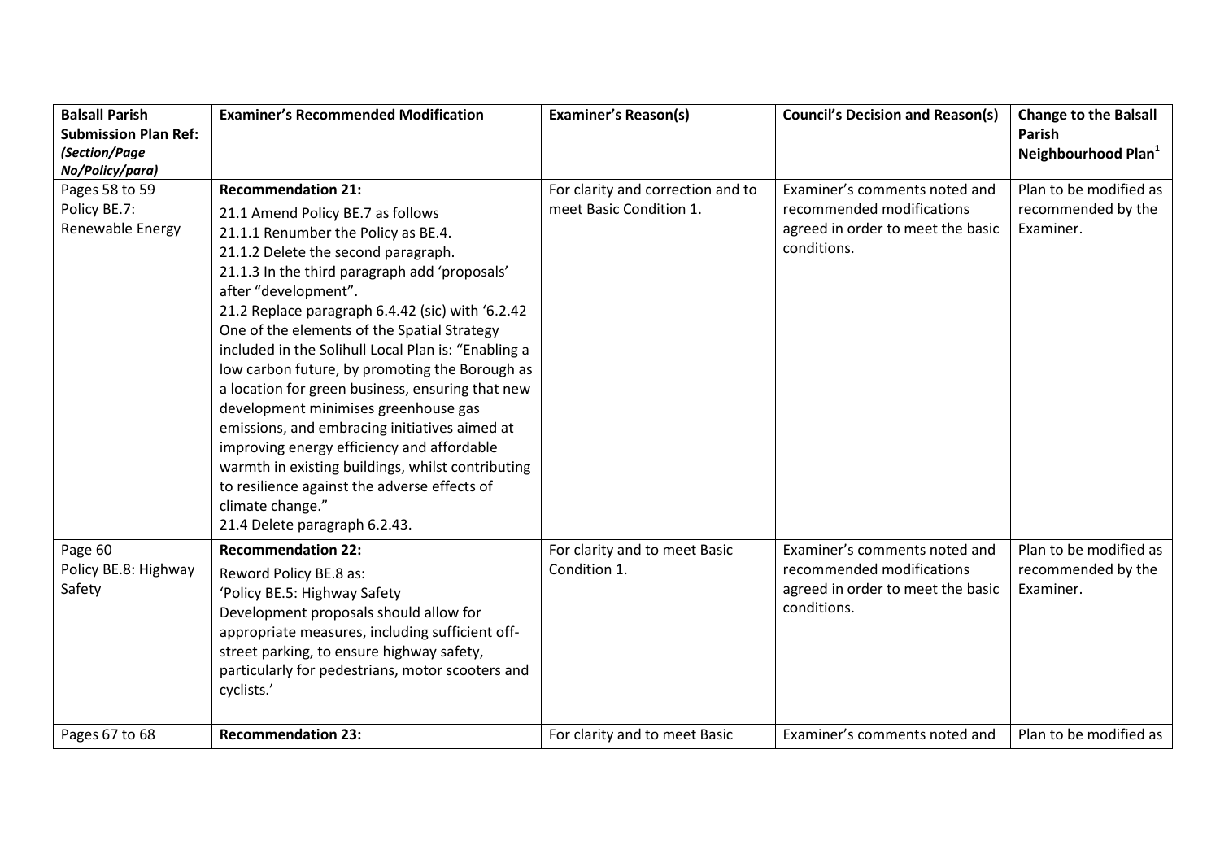| **Balsall Parish Submission Plan Ref:** ***(Section/Page No/Policy/para)*** | **Examiner's Recommended Modification** | **Examiner's Reason(s)** | **Council's Decision and Reason(s)** | **Change to the Balsall Parish Neighbourhood Plan[1]** |
|---|---|---|---|---|
| Pages 58 to 59<br>Policy BE.7: Renewable Energy | **Recommendation 21:**<br>21.1 Amend Policy BE.7 as follows<br>21.1.1 Renumber the Policy as BE.4.<br>21.1.2 Delete the second paragraph.<br>21.1.3 In the third paragraph add 'proposals' after "development".<br>21.2 Replace paragraph 6.4.42 (sic) with '6.2.42 One of the elements of the Spatial Strategy included in the Solihull Local Plan is: "Enabling a low carbon future, by promoting the Borough as a location for green business, ensuring that new development minimises greenhouse gas emissions, and embracing initiatives aimed at improving energy efficiency and affordable warmth in existing buildings, whilst contributing to resilience against the adverse effects of climate change."<br>21.4 Delete paragraph 6.2.43. | For clarity and correction and to meet Basic Condition 1. | Examiner's comments noted and recommended modifications agreed in order to meet the basic conditions. | Plan to be modified as recommended by the Examiner. |
| Page 60<br>Policy BE.8: Highway Safety | **Recommendation 22:**<br>Reword Policy BE.8 as:<br>'Policy BE.5: Highway Safety<br>Development proposals should allow for appropriate measures, including sufficient off-street parking, to ensure highway safety, particularly for pedestrians, motor scooters and cyclists.' | For clarity and to meet Basic Condition 1. | Examiner's comments noted and recommended modifications agreed in order to meet the basic conditions. | Plan to be modified as recommended by the Examiner. |
| Pages 67 to 68 | **Recommendation 23:** | For clarity and to meet Basic | Examiner's comments noted and | Plan to be modified as |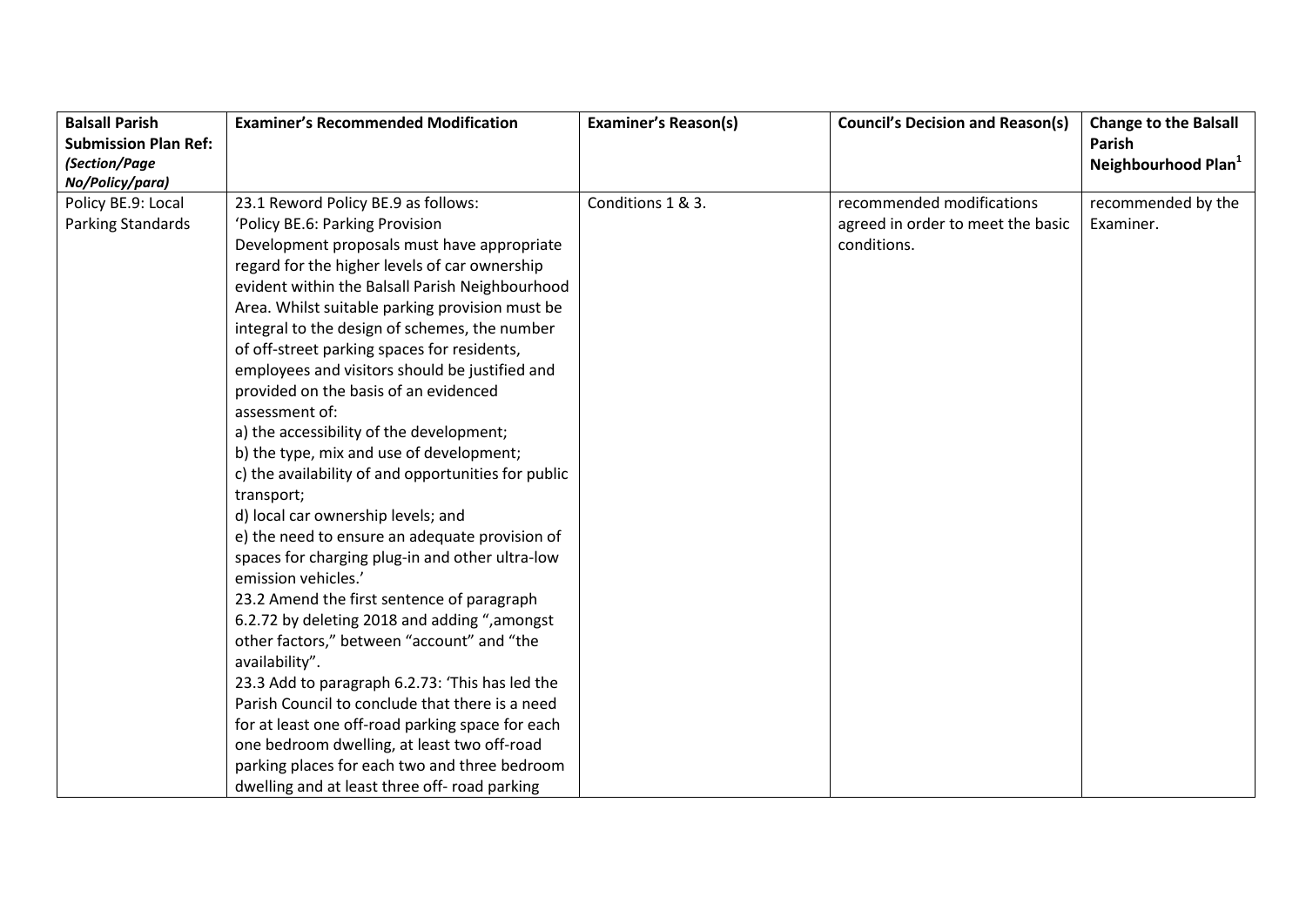| Balsall Parish Submission Plan Ref: *(Section/Page No/Policy/para)* | Examiner's Recommended Modification | Examiner's Reason(s) | Council's Decision and Reason(s) | Change to the Balsall Parish Neighbourhood Plan[1] |
|---|---|---|---|---|
| Policy BE.9: Local Parking Standards | 23.1 Reword Policy BE.9 as follows:<br>'Policy BE.6: Parking Provision<br>Development proposals must have appropriate regard for the higher levels of car ownership evident within the Balsall Parish Neighbourhood Area. Whilst suitable parking provision must be integral to the design of schemes, the number of off-street parking spaces for residents, employees and visitors should be justified and provided on the basis of an evidenced assessment of:<br>a) the accessibility of the development;<br>b) the type, mix and use of development;<br>c) the availability of and opportunities for public transport;<br>d) local car ownership levels; and<br>e) the need to ensure an adequate provision of spaces for charging plug-in and other ultra-low emission vehicles.'<br>23.2 Amend the first sentence of paragraph 6.2.72 by deleting 2018 and adding ",amongst other factors," between "account" and "the availability".<br>23.3 Add to paragraph 6.2.73: 'This has led the Parish Council to conclude that there is a need for at least one off-road parking space for each one bedroom dwelling, at least two off-road parking places for each two and three bedroom dwelling and at least three off- road parking | Conditions 1 & 3. | recommended modifications agreed in order to meet the basic conditions. | recommended by the Examiner. |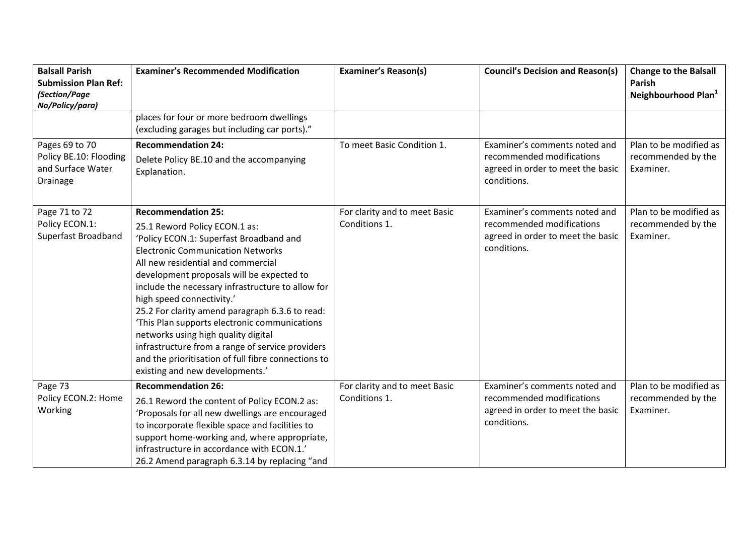| **Balsall Parish Submission Plan Ref:** ***(Section/Page No/Policy/para)*** | **Examiner's Recommended Modification** | **Examiner's Reason(s)** | **Council's Decision and Reason(s)** | **Change to the Balsall Parish Neighbourhood Plan**[1] |
|---|---|---|---|---|
| | places for four or more bedroom dwellings (excluding garages but including car ports)." | | | |
| Pages 69 to 70 Policy BE.10: Flooding and Surface Water Drainage | **Recommendation 24:** Delete Policy BE.10 and the accompanying Explanation. | To meet Basic Condition 1. | Examiner's comments noted and recommended modifications agreed in order to meet the basic conditions. | Plan to be modified as recommended by the Examiner. |
| Page 71 to 72 Policy ECON.1: Superfast Broadband | **Recommendation 25:** 25.1 Reword Policy ECON.1 as: 'Policy ECON.1: Superfast Broadband and Electronic Communication Networks All new residential and commercial development proposals will be expected to include the necessary infrastructure to allow for high speed connectivity.' 25.2 For clarity amend paragraph 6.3.6 to read: 'This Plan supports electronic communications networks using high quality digital infrastructure from a range of service providers and the prioritisation of full fibre connections to existing and new developments.' | For clarity and to meet Basic Conditions 1. | Examiner's comments noted and recommended modifications agreed in order to meet the basic conditions. | Plan to be modified as recommended by the Examiner. |
| Page 73 Policy ECON.2: Home Working | **Recommendation 26:** 26.1 Reword the content of Policy ECON.2 as: 'Proposals for all new dwellings are encouraged to incorporate flexible space and facilities to support home-working and, where appropriate, infrastructure in accordance with ECON.1.' 26.2 Amend paragraph 6.3.14 by replacing "and | For clarity and to meet Basic Conditions 1. | Examiner's comments noted and recommended modifications agreed in order to meet the basic conditions. | Plan to be modified as recommended by the Examiner. |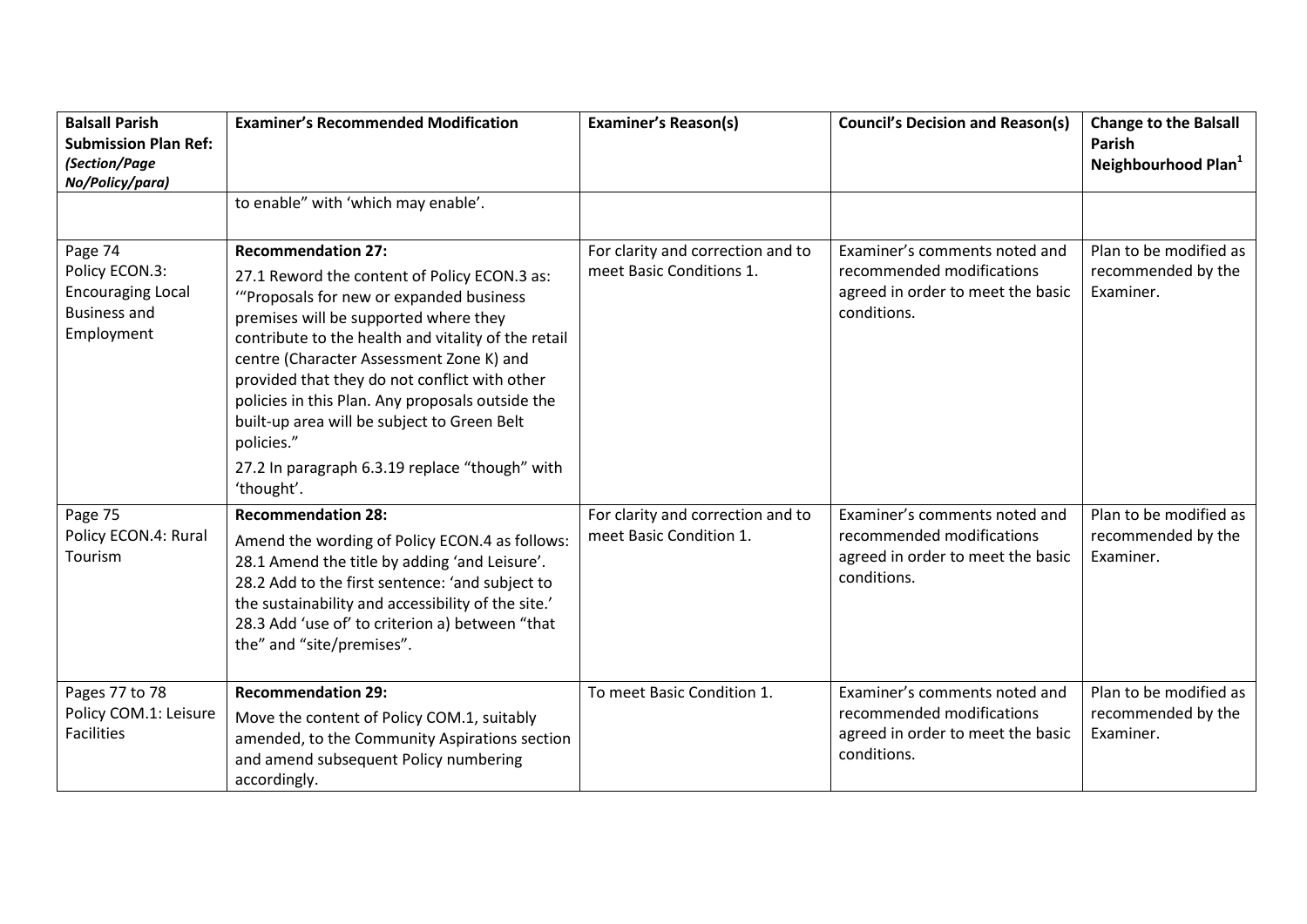| Balsall Parish Submission Plan Ref: *(Section/Page No/Policy/para)* | Examiner's Recommended Modification | Examiner's Reason(s) | Council's Decision and Reason(s) | Change to the Balsall Parish Neighbourhood Plan[1] |
|---|---|---|---|---|
| | to enable" with 'which may enable'. | | | |
| Page 74 Policy ECON.3: Encouraging Local Business and Employment | **Recommendation 27:** 27.1 Reword the content of Policy ECON.3 as: '"Proposals for new or expanded business premises will be supported where they contribute to the health and vitality of the retail centre (Character Assessment Zone K) and provided that they do not conflict with other policies in this Plan. Any proposals outside the built-up area will be subject to Green Belt policies." 27.2 In paragraph 6.3.19 replace "though" with 'thought'. | For clarity and correction and to meet Basic Conditions 1. | Examiner's comments noted and recommended modifications agreed in order to meet the basic conditions. | Plan to be modified as recommended by the Examiner. |
| Page 75 Policy ECON.4: Rural Tourism | **Recommendation 28:** Amend the wording of Policy ECON.4 as follows: 28.1 Amend the title by adding 'and Leisure'. 28.2 Add to the first sentence: 'and subject to the sustainability and accessibility of the site.' 28.3 Add 'use of' to criterion a) between "that the" and "site/premises". | For clarity and correction and to meet Basic Condition 1. | Examiner's comments noted and recommended modifications agreed in order to meet the basic conditions. | Plan to be modified as recommended by the Examiner. |
| Pages 77 to 78 Policy COM.1: Leisure Facilities | **Recommendation 29:** Move the content of Policy COM.1, suitably amended, to the Community Aspirations section and amend subsequent Policy numbering accordingly. | To meet Basic Condition 1. | Examiner's comments noted and recommended modifications agreed in order to meet the basic conditions. | Plan to be modified as recommended by the Examiner. |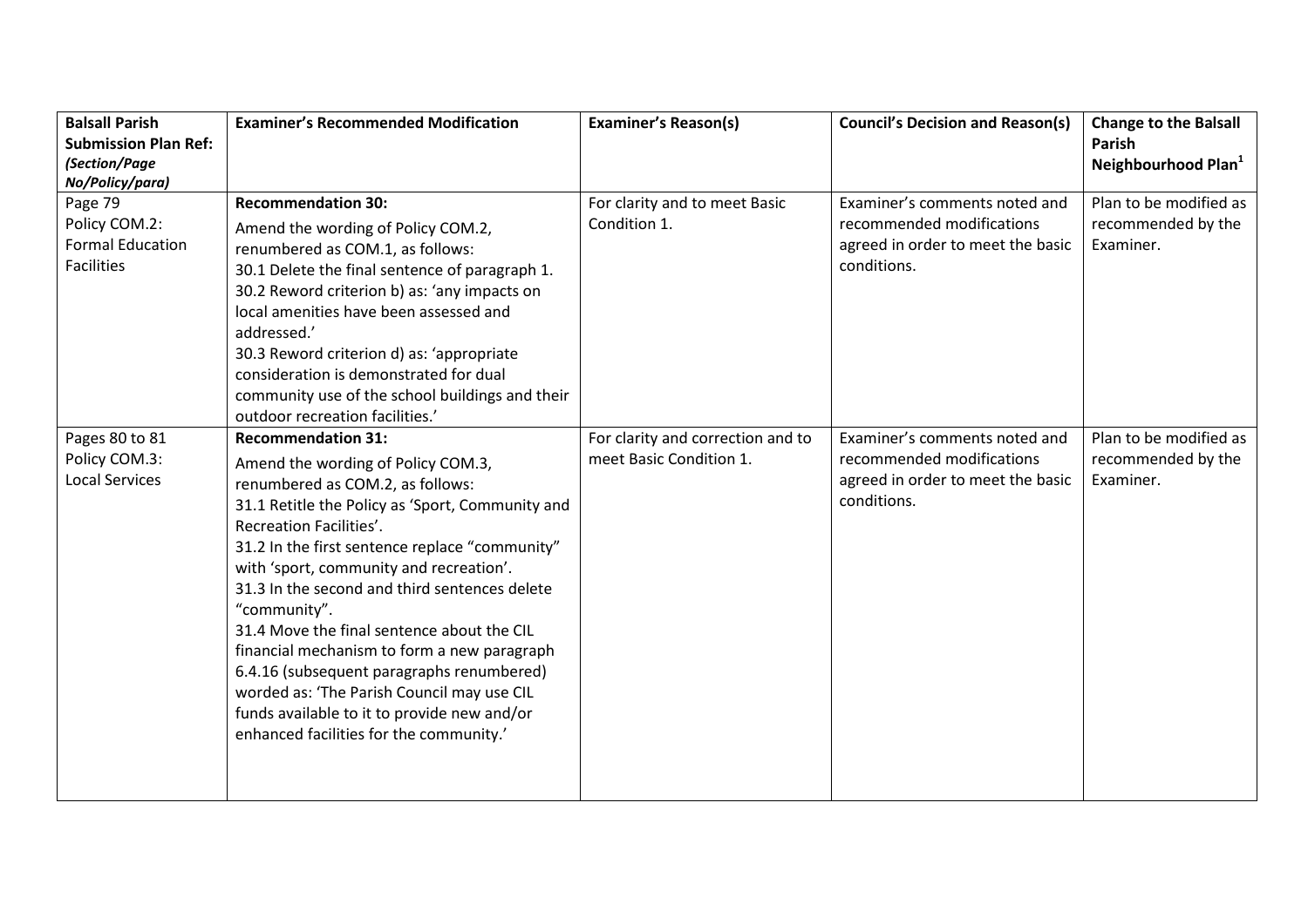| **Balsall Parish Submission Plan Ref:** ***(Section/Page No/Policy/para)*** | **Examiner's Recommended Modification** | **Examiner's Reason(s)** | **Council's Decision and Reason(s)** | **Change to the Balsall Parish Neighbourhood Plan**[1] |
|---|---|---|---|---|
| Page 79<br>Policy COM.2:<br>Formal Education Facilities | **Recommendation 30:**<br>Amend the wording of Policy COM.2, renumbered as COM.1, as follows:<br>30.1 Delete the final sentence of paragraph 1.<br>30.2 Reword criterion b) as: 'any impacts on local amenities have been assessed and addressed.'<br>30.3 Reword criterion d) as: 'appropriate consideration is demonstrated for dual community use of the school buildings and their outdoor recreation facilities.' | For clarity and to meet Basic Condition 1. | Examiner's comments noted and recommended modifications agreed in order to meet the basic conditions. | Plan to be modified as recommended by the Examiner. |
| Pages 80 to 81<br>Policy COM.3:<br>Local Services | **Recommendation 31:**<br>Amend the wording of Policy COM.3, renumbered as COM.2, as follows:<br>31.1 Retitle the Policy as 'Sport, Community and Recreation Facilities'.<br>31.2 In the first sentence replace "community" with 'sport, community and recreation'.<br>31.3 In the second and third sentences delete "community".<br>31.4 Move the final sentence about the CIL financial mechanism to form a new paragraph 6.4.16 (subsequent paragraphs renumbered) worded as: 'The Parish Council may use CIL funds available to it to provide new and/or enhanced facilities for the community.' | For clarity and correction and to meet Basic Condition 1. | Examiner's comments noted and recommended modifications agreed in order to meet the basic conditions. | Plan to be modified as recommended by the Examiner. |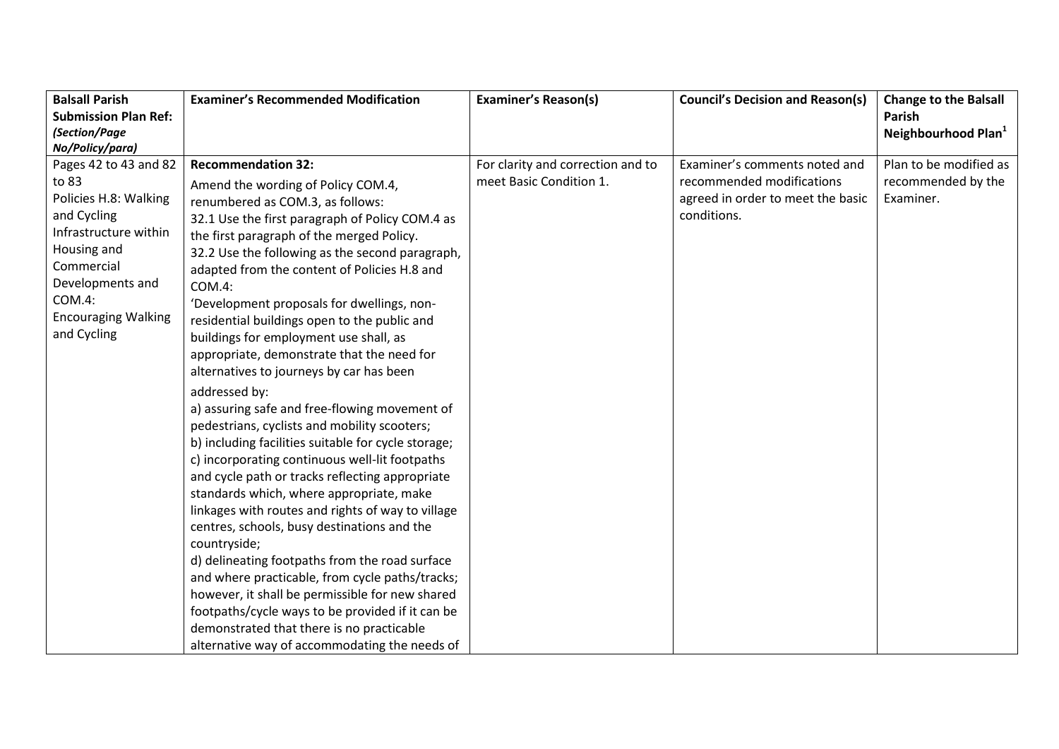| **Balsall Parish Submission Plan Ref:** ***(Section/Page No/Policy/para)*** | **Examiner's Recommended Modification** | **Examiner's Reason(s)** | **Council's Decision and Reason(s)** | **Change to the Balsall Parish Neighbourhood Plan[1]** |
|---|---|---|---|---|
| Pages 42 to 43 and 82 to 83<br>Policies H.8: Walking and Cycling Infrastructure within Housing and Commercial Developments and COM.4: Encouraging Walking and Cycling | **Recommendation 32:**<br>Amend the wording of Policy COM.4, renumbered as COM.3, as follows:<br>32.1 Use the first paragraph of Policy COM.4 as the first paragraph of the merged Policy.<br>32.2 Use the following as the second paragraph, adapted from the content of Policies H.8 and COM.4:<br>'Development proposals for dwellings, non-residential buildings open to the public and buildings for employment use shall, as appropriate, demonstrate that the need for alternatives to journeys by car has been addressed by:<br>a) assuring safe and free-flowing movement of pedestrians, cyclists and mobility scooters;<br>b) including facilities suitable for cycle storage;<br>c) incorporating continuous well-lit footpaths and cycle path or tracks reflecting appropriate standards which, where appropriate, make linkages with routes and rights of way to village centres, schools, busy destinations and the countryside;<br>d) delineating footpaths from the road surface and where practicable, from cycle paths/tracks; however, it shall be permissible for new shared footpaths/cycle ways to be provided if it can be demonstrated that there is no practicable alternative way of accommodating the needs of | For clarity and correction and to meet Basic Condition 1. | Examiner's comments noted and recommended modifications agreed in order to meet the basic conditions. | Plan to be modified as recommended by the Examiner. |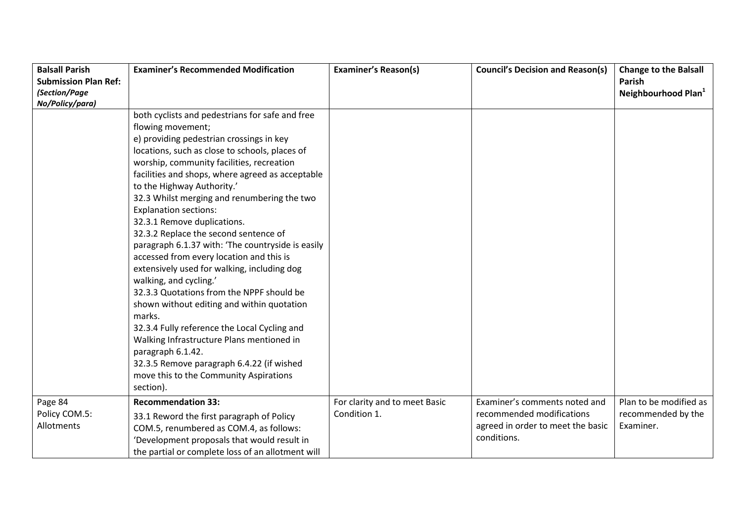| Balsall Parish Submission Plan Ref: *(Section/Page No/Policy/para)* | Examiner's Recommended Modification | Examiner's Reason(s) | Council's Decision and Reason(s) | Change to the Balsall Parish Neighbourhood Plan[1] |
|---|---|---|---|---|
| | both cyclists and pedestrians for safe and free flowing movement;<br>e) providing pedestrian crossings in key locations, such as close to schools, places of worship, community facilities, recreation facilities and shops, where agreed as acceptable to the Highway Authority.'<br>32.3 Whilst merging and renumbering the two Explanation sections:<br>32.3.1 Remove duplications.<br>32.3.2 Replace the second sentence of paragraph 6.1.37 with: 'The countryside is easily accessed from every location and this is extensively used for walking, including dog walking, and cycling.'<br>32.3.3 Quotations from the NPPF should be shown without editing and within quotation marks.<br>32.3.4 Fully reference the Local Cycling and Walking Infrastructure Plans mentioned in paragraph 6.1.42.<br>32.3.5 Remove paragraph 6.4.22 (if wished move this to the Community Aspirations section). | | | |
| Page 84<br>Policy COM.5: Allotments | **Recommendation 33:**<br>33.1 Reword the first paragraph of Policy COM.5, renumbered as COM.4, as follows: 'Development proposals that would result in the partial or complete loss of an allotment will | For clarity and to meet Basic Condition 1. | Examiner's comments noted and recommended modifications agreed in order to meet the basic conditions. | Plan to be modified as recommended by the Examiner. |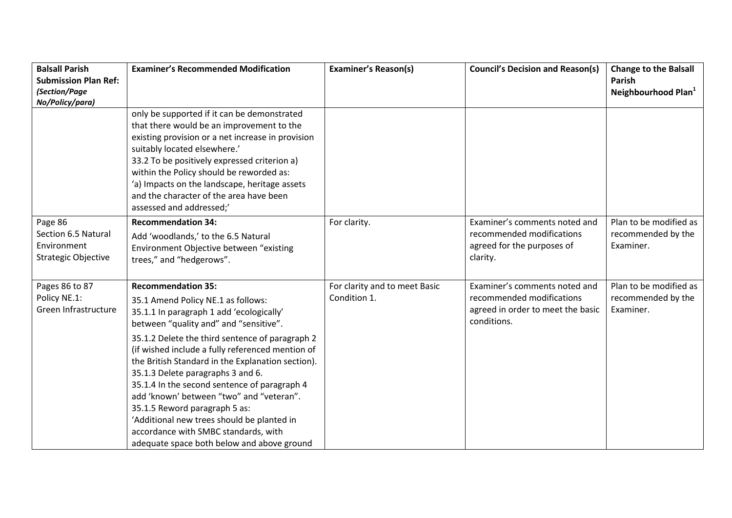| Balsall Parish Submission Plan Ref: *(Section/Page No/Policy/para)* | Examiner's Recommended Modification | Examiner's Reason(s) | Council's Decision and Reason(s) | Change to the Balsall Parish Neighbourhood Plan[1] |
|---|---|---|---|---|
| | only be supported if it can be demonstrated that there would be an improvement to the existing provision or a net increase in provision suitably located elsewhere.'<br>33.2 To be positively expressed criterion a) within the Policy should be reworded as:<br>'a) Impacts on the landscape, heritage assets and the character of the area have been assessed and addressed;' | | | |
| Page 86<br>Section 6.5 Natural Environment Strategic Objective | **Recommendation 34:**<br>Add 'woodlands,' to the 6.5 Natural Environment Objective between "existing trees," and "hedgerows". | For clarity. | Examiner's comments noted and recommended modifications agreed for the purposes of clarity. | Plan to be modified as recommended by the Examiner. |
| Pages 86 to 87<br>Policy NE.1:<br>Green Infrastructure | **Recommendation 35:**<br>35.1 Amend Policy NE.1 as follows:<br>35.1.1 In paragraph 1 add 'ecologically' between "quality and" and "sensitive".<br>35.1.2 Delete the third sentence of paragraph 2 (if wished include a fully referenced mention of the British Standard in the Explanation section).<br>35.1.3 Delete paragraphs 3 and 6.<br>35.1.4 In the second sentence of paragraph 4 add 'known' between "two" and "veteran".<br>35.1.5 Reword paragraph 5 as:<br>'Additional new trees should be planted in accordance with SMBC standards, with adequate space both below and above ground | For clarity and to meet Basic Condition 1. | Examiner's comments noted and recommended modifications agreed in order to meet the basic conditions. | Plan to be modified as recommended by the Examiner. |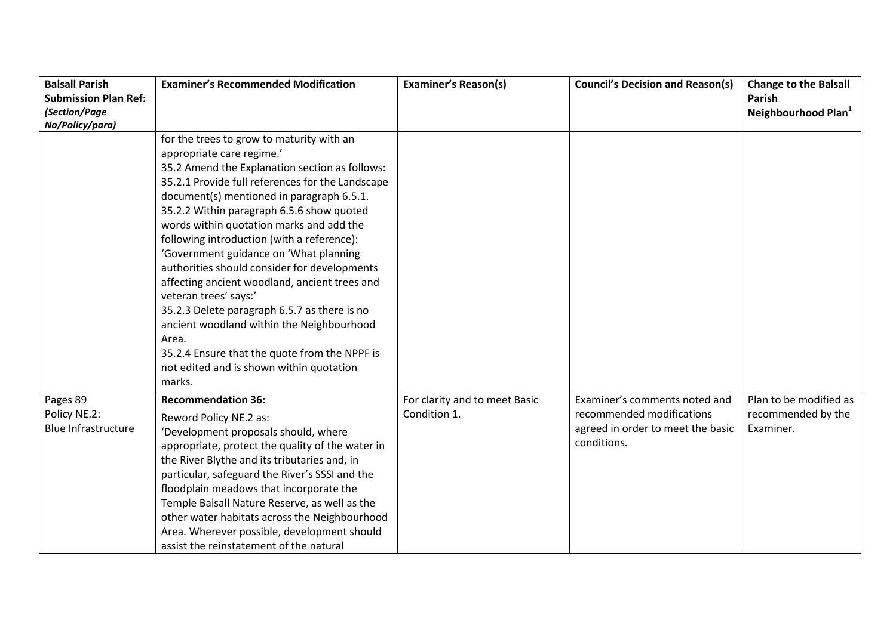| Balsall Parish Submission Plan Ref: *(Section/Page No/Policy/para)* | Examiner's Recommended Modification | Examiner's Reason(s) | Council's Decision and Reason(s) | Change to the Balsall Parish Neighbourhood Plan[1] |
|---|---|---|---|---|
| | for the trees to grow to maturity with an appropriate care regime.'<br>35.2 Amend the Explanation section as follows:<br>35.2.1 Provide full references for the Landscape document(s) mentioned in paragraph 6.5.1.<br>35.2.2 Within paragraph 6.5.6 show quoted words within quotation marks and add the following introduction (with a reference): 'Government guidance on 'What planning authorities should consider for developments affecting ancient woodland, ancient trees and veteran trees' says:'<br>35.2.3 Delete paragraph 6.5.7 as there is no ancient woodland within the Neighbourhood Area.<br>35.2.4 Ensure that the quote from the NPPF is not edited and is shown within quotation marks. | | | |
| Pages 89<br>Policy NE.2:<br>Blue Infrastructure | **Recommendation 36:**<br>Reword Policy NE.2 as:<br>'Development proposals should, where appropriate, protect the quality of the water in the River Blythe and its tributaries and, in particular, safeguard the River's SSSI and the floodplain meadows that incorporate the Temple Balsall Nature Reserve, as well as the other water habitats across the Neighbourhood Area. Wherever possible, development should assist the reinstatement of the natural | For clarity and to meet Basic Condition 1. | Examiner's comments noted and recommended modifications agreed in order to meet the basic conditions. | Plan to be modified as recommended by the Examiner. |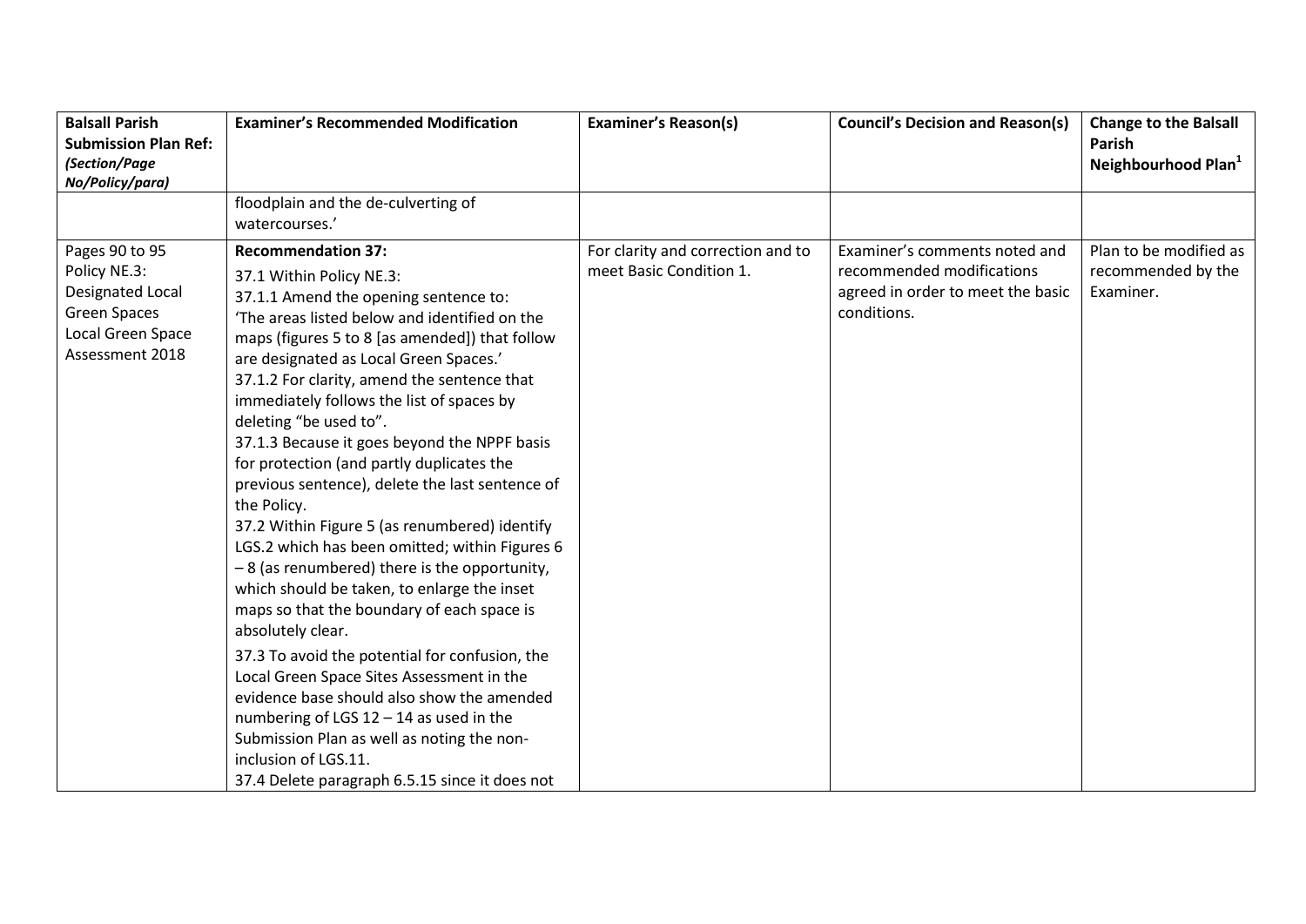| Balsall Parish Submission Plan Ref: *(Section/Page No/Policy/para)* | Examiner's Recommended Modification | Examiner's Reason(s) | Council's Decision and Reason(s) | Change to the Balsall Parish Neighbourhood Plan[1] |
|---|---|---|---|---|
| | floodplain and the de-culverting of watercourses.' | | | |
| Pages 90 to 95 Policy NE.3: Designated Local Green Spaces Local Green Space Assessment 2018 | **Recommendation 37:** 37.1 Within Policy NE.3: 37.1.1 Amend the opening sentence to: 'The areas listed below and identified on the maps (figures 5 to 8 [as amended]) that follow are designated as Local Green Spaces.' 37.1.2 For clarity, amend the sentence that immediately follows the list of spaces by deleting "be used to". 37.1.3 Because it goes beyond the NPPF basis for protection (and partly duplicates the previous sentence), delete the last sentence of the Policy. 37.2 Within Figure 5 (as renumbered) identify LGS.2 which has been omitted; within Figures 6 – 8 (as renumbered) there is the opportunity, which should be taken, to enlarge the inset maps so that the boundary of each space is absolutely clear. 37.3 To avoid the potential for confusion, the Local Green Space Sites Assessment in the evidence base should also show the amended numbering of LGS 12 – 14 as used in the Submission Plan as well as noting the non-inclusion of LGS.11. 37.4 Delete paragraph 6.5.15 since it does not | For clarity and correction and to meet Basic Condition 1. | Examiner's comments noted and recommended modifications agreed in order to meet the basic conditions. | Plan to be modified as recommended by the Examiner. |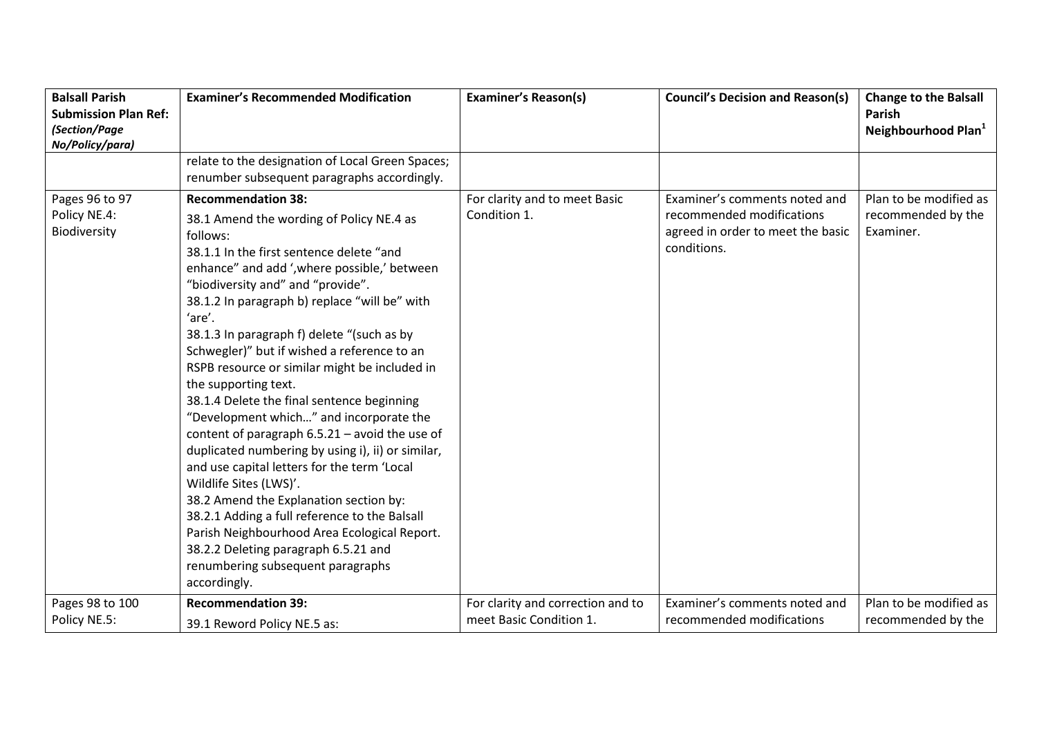| Balsall Parish Submission Plan Ref: *(Section/Page No/Policy/para)* | Examiner's Recommended Modification | Examiner's Reason(s) | Council's Decision and Reason(s) | Change to the Balsall Parish Neighbourhood Plan[1] |
|---|---|---|---|---|
| | relate to the designation of Local Green Spaces; renumber subsequent paragraphs accordingly. | | | |
| Pages 96 to 97 Policy NE.4: Biodiversity | **Recommendation 38:** 38.1 Amend the wording of Policy NE.4 as follows: 38.1.1 In the first sentence delete "and enhance" and add ',where possible,' between "biodiversity and" and "provide". 38.1.2 In paragraph b) replace "will be" with 'are'. 38.1.3 In paragraph f) delete "(such as by Schwegler)" but if wished a reference to an RSPB resource or similar might be included in the supporting text. 38.1.4 Delete the final sentence beginning "Development which…" and incorporate the content of paragraph 6.5.21 – avoid the use of duplicated numbering by using i), ii) or similar, and use capital letters for the term 'Local Wildlife Sites (LWS)'. 38.2 Amend the Explanation section by: 38.2.1 Adding a full reference to the Balsall Parish Neighbourhood Area Ecological Report. 38.2.2 Deleting paragraph 6.5.21 and renumbering subsequent paragraphs accordingly. | For clarity and to meet Basic Condition 1. | Examiner's comments noted and recommended modifications agreed in order to meet the basic conditions. | Plan to be modified as recommended by the Examiner. |
| Pages 98 to 100 Policy NE.5: | **Recommendation 39:** 39.1 Reword Policy NE.5 as: | For clarity and correction and to meet Basic Condition 1. | Examiner's comments noted and recommended modifications | Plan to be modified as recommended by the |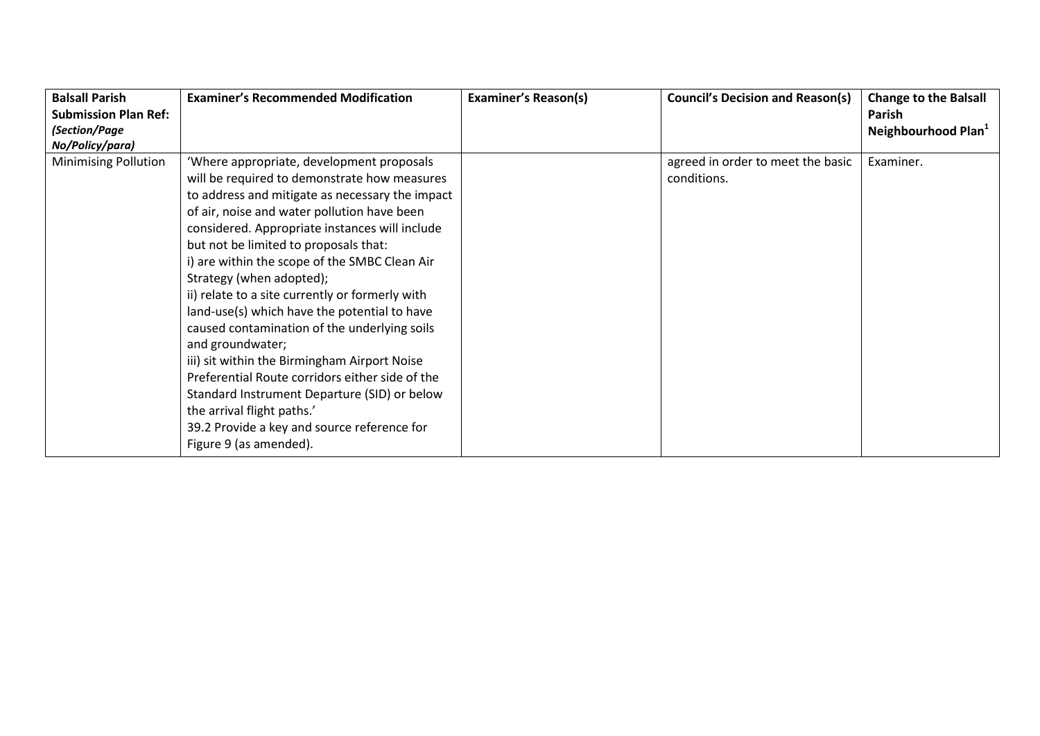| **Balsall Parish Submission Plan Ref:** ***(Section/Page No/Policy/para)*** | **Examiner's Recommended Modification** | **Examiner's Reason(s)** | **Council's Decision and Reason(s)** | **Change to the Balsall Parish Neighbourhood Plan**[1] |
|---|---|---|---|---|
| Minimising Pollution | 'Where appropriate, development proposals will be required to demonstrate how measures to address and mitigate as necessary the impact of air, noise and water pollution have been considered. Appropriate instances will include but not be limited to proposals that:<br>i) are within the scope of the SMBC Clean Air Strategy (when adopted);<br>ii) relate to a site currently or formerly with land-use(s) which have the potential to have caused contamination of the underlying soils and groundwater;<br>iii) sit within the Birmingham Airport Noise Preferential Route corridors either side of the Standard Instrument Departure (SID) or below the arrival flight paths.'<br>39.2 Provide a key and source reference for Figure 9 (as amended). | | agreed in order to meet the basic conditions. | Examiner. |